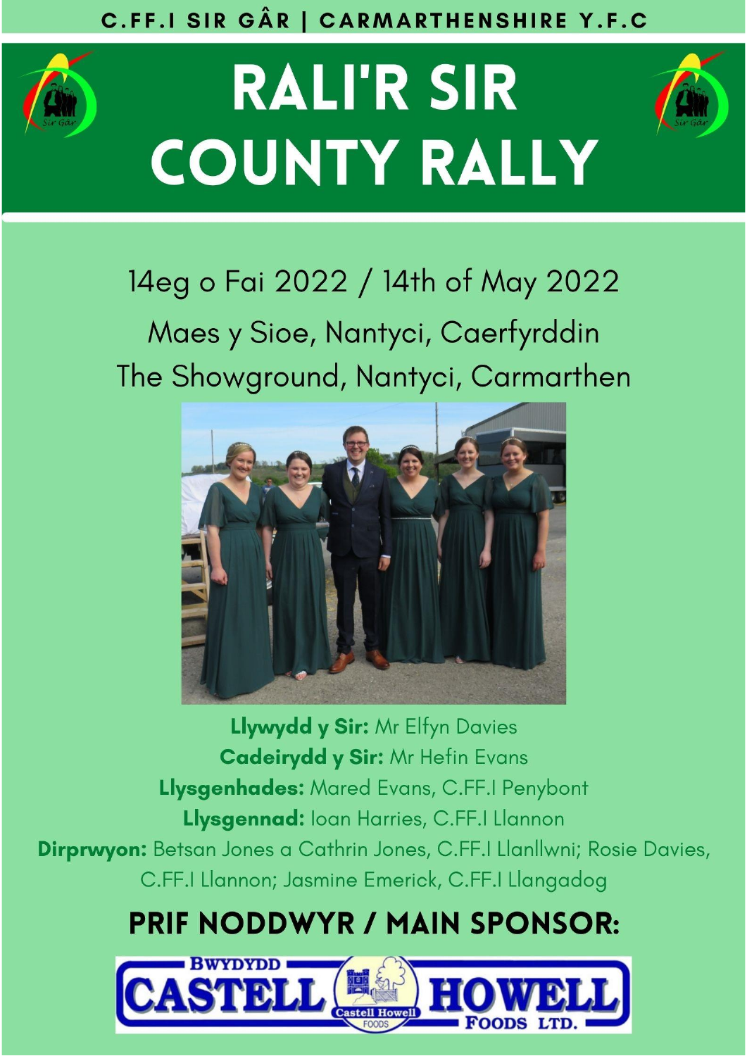C.FF.I SIR GÂR | CARMARTHENSHIRE Y.F.C

# RALI'R SIR
# COUNTY RALLY

14eg o Fai 2022 / 14th of May 2022

Maes y Sioe, Nantyci, Caerfyrddin

The Showground, Nantyci, Carmarthen

**Llywydd y Sir:** Mr Elfyn Davies

**Cadeirydd y Sir:** Mr Hefin Evans

**Llysgenhades:** Mared Evans, C.FF.I Penybont

**Llysgennad:** Ioan Harries, C.FF.I Llannon

**Dirprwyon:** Betsan Jones a Cathrin Jones, C.FF.I Llanllwni; Rosie Davies, C.FF.I Llannon; Jasmine Emerick, C.FF.I Llangadog

## PRIF NODDWYR / MAIN SPONSOR:

BWYDYDD CASTELL HOWELL FOODS LTD.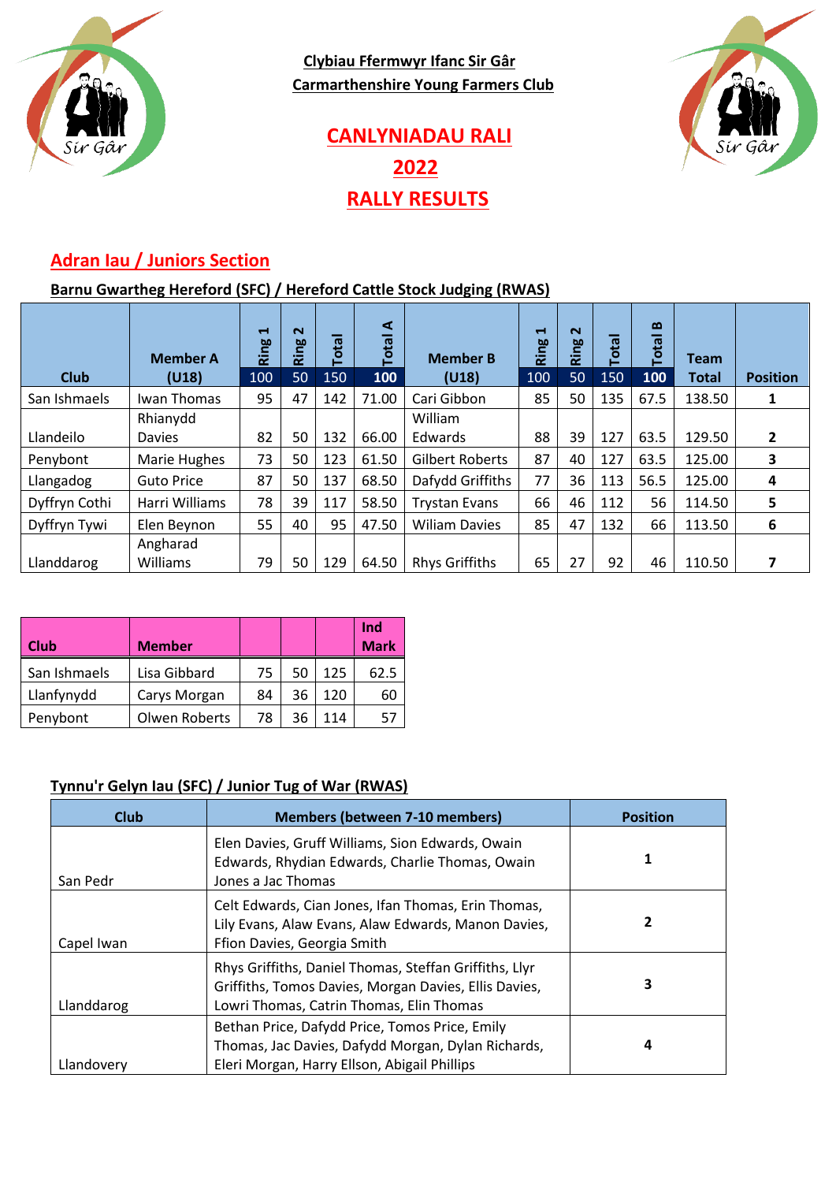**Clybiau Ffermwyr Ifanc Sir Gâr**
**Carmarthenshire Young Farmers Club**

# CANLYNIADAU RALI
# 2022
# RALLY RESULTS

## Adran Iau / Juniors Section

### Barnu Gwartheg Hereford (SFC) / Hereford Cattle Stock Judging (RWAS)

| Club | Member A (U18) | Ring 1 | Ring 2 | Total | Total A | Member B (U18) | Ring 1 | Ring 2 | Total | Total B | Team Total | Position |
|---|---|---|---|---|---|---|---|---|---|---|---|---|
| | | 100 | 50 | 150 | 100 | | 100 | 50 | 150 | 100 | | |
| San Ishmaels | Iwan Thomas | 95 | 47 | 142 | 71.00 | Cari Gibbon | 85 | 50 | 135 | 67.5 | 138.50 | 1 |
| Llandeilo | Rhianydd Davies | 82 | 50 | 132 | 66.00 | William Edwards | 88 | 39 | 127 | 63.5 | 129.50 | 2 |
| Penybont | Marie Hughes | 73 | 50 | 123 | 61.50 | Gilbert Roberts | 87 | 40 | 127 | 63.5 | 125.00 | 3 |
| Llangadog | Guto Price | 87 | 50 | 137 | 68.50 | Dafydd Griffiths | 77 | 36 | 113 | 56.5 | 125.00 | 4 |
| Dyffryn Cothi | Harri Williams | 78 | 39 | 117 | 58.50 | Trystan Evans | 66 | 46 | 112 | 56 | 114.50 | 5 |
| Dyffryn Tywi | Elen Beynon | 55 | 40 | 95 | 47.50 | Wiliam Davies | 85 | 47 | 132 | 66 | 113.50 | 6 |
| Llanddarog | Angharad Williams | 79 | 50 | 129 | 64.50 | Rhys Griffiths | 65 | 27 | 92 | 46 | 110.50 | 7 |

| Club | Member | | | | Ind Mark |
|---|---|---|---|---|---|
| San Ishmaels | Lisa Gibbard | 75 | 50 | 125 | 62.5 |
| Llanfynydd | Carys Morgan | 84 | 36 | 120 | 60 |
| Penybont | Olwen Roberts | 78 | 36 | 114 | 57 |

### Tynnu'r Gelyn Iau (SFC) / Junior Tug of War (RWAS)

| Club | Members (between 7-10 members) | Position |
|---|---|---|
| San Pedr | Elen Davies, Gruff Williams, Sion Edwards, Owain Edwards, Rhydian Edwards, Charlie Thomas, Owain Jones a Jac Thomas | 1 |
| Capel Iwan | Celt Edwards, Cian Jones, Ifan Thomas, Erin Thomas, Lily Evans, Alaw Evans, Alaw Edwards, Manon Davies, Ffion Davies, Georgia Smith | 2 |
| Llanddarog | Rhys Griffiths, Daniel Thomas, Steffan Griffiths, Llyr Griffiths, Tomos Davies, Morgan Davies, Ellis Davies, Lowri Thomas, Catrin Thomas, Elin Thomas | 3 |
| Llandovery | Bethan Price, Dafydd Price, Tomos Price, Emily Thomas, Jac Davies, Dafydd Morgan, Dylan Richards, Eleri Morgan, Harry Ellson, Abigail Phillips | 4 |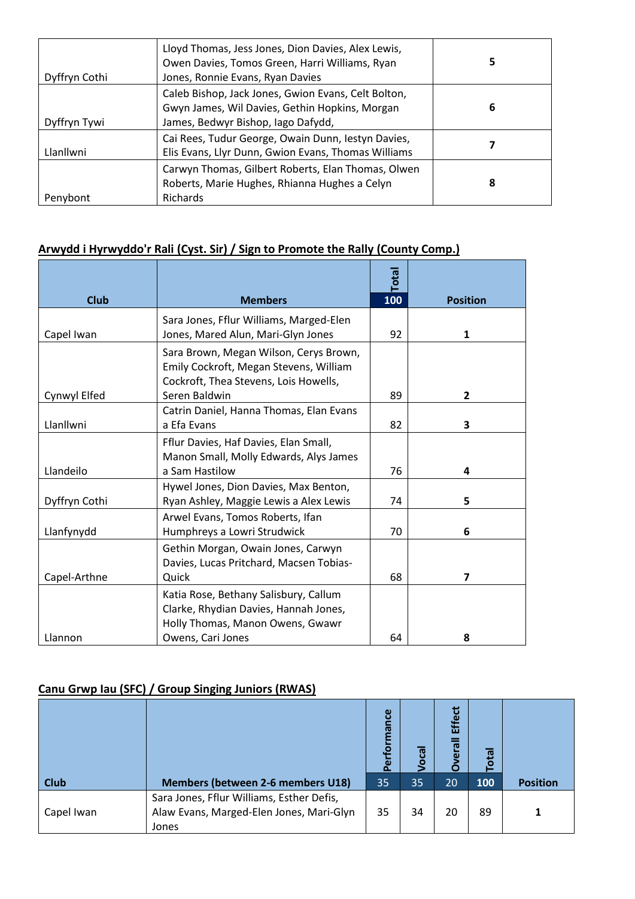| | | |
|---|---|---|
| Dyffryn Cothi | Lloyd Thomas, Jess Jones, Dion Davies, Alex Lewis, Owen Davies, Tomos Green, Harri Williams, Ryan Jones, Ronnie Evans, Ryan Davies | **5** |
| Dyffryn Tywi | Caleb Bishop, Jack Jones, Gwion Evans, Celt Bolton, Gwyn James, Wil Davies, Gethin Hopkins, Morgan James, Bedwyr Bishop, Iago Dafydd, | **6** |
| Llanllwni | Cai Rees, Tudur George, Owain Dunn, Iestyn Davies, Elis Evans, Llyr Dunn, Gwion Evans, Thomas Williams | **7** |
| Penybont | Carwyn Thomas, Gilbert Roberts, Elan Thomas, Olwen Roberts, Marie Hughes, Rhianna Hughes a Celyn Richards | **8** |

## Arwydd i Hyrwyddo'r Rali (Cyst. Sir) / Sign to Promote the Rally (County Comp.)

| Club | Members | Total 100 | Position |
|---|---|---|---|
| Capel Iwan | Sara Jones, Fflur Williams, Marged-Elen Jones, Mared Alun, Mari-Glyn Jones | 92 | **1** |
| Cynwyl Elfed | Sara Brown, Megan Wilson, Cerys Brown, Emily Cockroft, Megan Stevens, William Cockroft, Thea Stevens, Lois Howells, Seren Baldwin | 89 | **2** |
| Llanllwni | Catrin Daniel, Hanna Thomas, Elan Evans a Efa Evans | 82 | **3** |
| Llandeilo | Fflur Davies, Haf Davies, Elan Small, Manon Small, Molly Edwards, Alys James a Sam Hastilow | 76 | **4** |
| Dyffryn Cothi | Hywel Jones, Dion Davies, Max Benton, Ryan Ashley, Maggie Lewis a Alex Lewis | 74 | **5** |
| Llanfynydd | Arwel Evans, Tomos Roberts, Ifan Humphreys a Lowri Strudwick | 70 | **6** |
| Capel-Arthne | Gethin Morgan, Owain Jones, Carwyn Davies, Lucas Pritchard, Macsen Tobias-Quick | 68 | **7** |
| Llannon | Katia Rose, Bethany Salisbury, Callum Clarke, Rhydian Davies, Hannah Jones, Holly Thomas, Manon Owens, Gwawr Owens, Cari Jones | 64 | **8** |

## Canu Grwp Iau (SFC) / Group Singing Juniors (RWAS)

| Club | Members (between 2-6 members U18) | Performance 35 | Vocal 35 | Overall Effect 20 | Total 100 | Position |
|---|---|---|---|---|---|---|
| Capel Iwan | Sara Jones, Fflur Williams, Esther Defis, Alaw Evans, Marged-Elen Jones, Mari-Glyn Jones | 35 | 34 | 20 | 89 | **1** |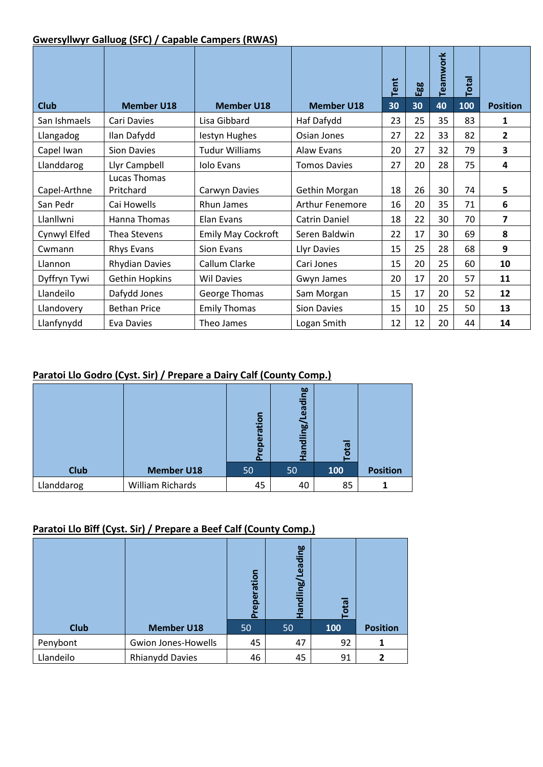**Gwersyllwyr Galluog (SFC) / Capable Campers (RWAS)**

| Club | Member U18 | Member U18 | Member U18 | Tent | Egg | Teamwork | Total | Position |
|---|---|---|---|---|---|---|---|---|
| | | | | 30 | 30 | 40 | 100 | |
| San Ishmaels | Cari Davies | Lisa Gibbard | Haf Dafydd | 23 | 25 | 35 | 83 | **1** |
| Llangadog | Ilan Dafydd | Iestyn Hughes | Osian Jones | 27 | 22 | 33 | 82 | **2** |
| Capel Iwan | Sion Davies | Tudur Williams | Alaw Evans | 20 | 27 | 32 | 79 | **3** |
| Llanddarog | Llyr Campbell | Iolo Evans | Tomos Davies | 27 | 20 | 28 | 75 | **4** |
| Capel-Arthne | Lucas Thomas Pritchard | Carwyn Davies | Gethin Morgan | 18 | 26 | 30 | 74 | **5** |
| San Pedr | Cai Howells | Rhun James | Arthur Fenemore | 16 | 20 | 35 | 71 | **6** |
| Llanllwni | Hanna Thomas | Elan Evans | Catrin Daniel | 18 | 22 | 30 | 70 | **7** |
| Cynwyl Elfed | Thea Stevens | Emily May Cockroft | Seren Baldwin | 22 | 17 | 30 | 69 | **8** |
| Cwmann | Rhys Evans | Sion Evans | Llyr Davies | 15 | 25 | 28 | 68 | **9** |
| Llannon | Rhydian Davies | Callum Clarke | Cari Jones | 15 | 20 | 25 | 60 | **10** |
| Dyffryn Tywi | Gethin Hopkins | Wil Davies | Gwyn James | 20 | 17 | 20 | 57 | **11** |
| Llandeilo | Dafydd Jones | George Thomas | Sam Morgan | 15 | 17 | 20 | 52 | **12** |
| Llandovery | Bethan Price | Emily Thomas | Sion Davies | 15 | 10 | 25 | 50 | **13** |
| Llanfynydd | Eva Davies | Theo James | Logan Smith | 12 | 12 | 20 | 44 | **14** |

**Paratoi Llo Godro (Cyst. Sir) / Prepare a Dairy Calf (County Comp.)**

| Club | Member U18 | Preperation | Handling/Leading | Total | Position |
|---|---|---|---|---|---|
| | | 50 | 50 | 100 | |
| Llanddarog | William Richards | 45 | 40 | 85 | **1** |

**Paratoi Llo Bîff (Cyst. Sir) / Prepare a Beef Calf (County Comp.)**

| Club | Member U18 | Preperation | Handling/Leading | Total | Position |
|---|---|---|---|---|---|
| | | 50 | 50 | 100 | |
| Penybont | Gwion Jones-Howells | 45 | 47 | 92 | **1** |
| Llandeilo | Rhianydd Davies | 46 | 45 | 91 | **2** |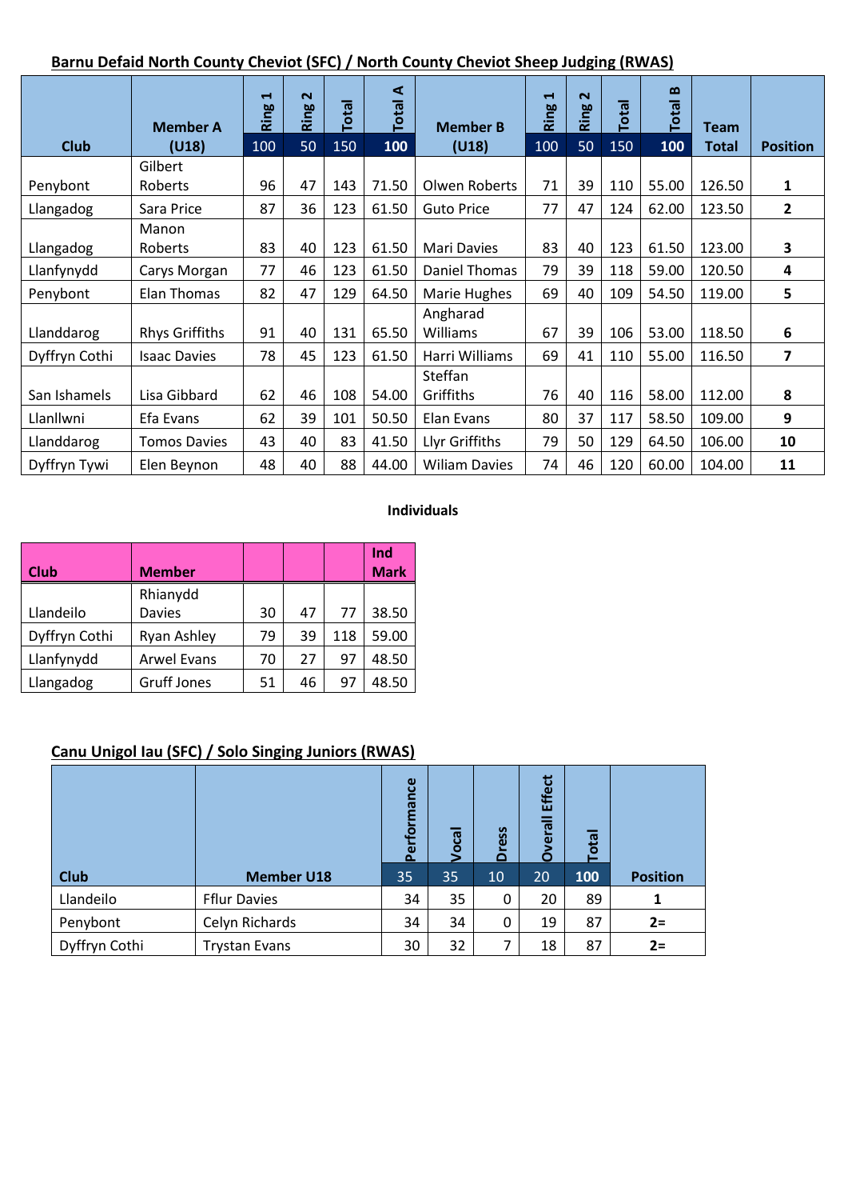## Barnu Defaid North County Cheviot (SFC) / North County Cheviot Sheep Judging (RWAS)

| Club | Member A (U18) | Ring 1 100 | Ring 2 50 | Total 150 | Total A 100 | Member B (U18) | Ring 1 100 | Ring 2 50 | Total 150 | Total B 100 | Team Total | Position |
|---|---|---|---|---|---|---|---|---|---|---|---|---|
| Penybont | Gilbert Roberts | 96 | 47 | 143 | 71.50 | Olwen Roberts | 71 | 39 | 110 | 55.00 | 126.50 | **1** |
| Llangadog | Sara Price | 87 | 36 | 123 | 61.50 | Guto Price | 77 | 47 | 124 | 62.00 | 123.50 | **2** |
| Llangadog | Manon Roberts | 83 | 40 | 123 | 61.50 | Mari Davies | 83 | 40 | 123 | 61.50 | 123.00 | **3** |
| Llanfynydd | Carys Morgan | 77 | 46 | 123 | 61.50 | Daniel Thomas | 79 | 39 | 118 | 59.00 | 120.50 | **4** |
| Penybont | Elan Thomas | 82 | 47 | 129 | 64.50 | Marie Hughes | 69 | 40 | 109 | 54.50 | 119.00 | **5** |
| Llanddarog | Rhys Griffiths | 91 | 40 | 131 | 65.50 | Angharad Williams | 67 | 39 | 106 | 53.00 | 118.50 | **6** |
| Dyffryn Cothi | Isaac Davies | 78 | 45 | 123 | 61.50 | Harri Williams | 69 | 41 | 110 | 55.00 | 116.50 | **7** |
| San Ishamels | Lisa Gibbard | 62 | 46 | 108 | 54.00 | Steffan Griffiths | 76 | 40 | 116 | 58.00 | 112.00 | **8** |
| Llanllwni | Efa Evans | 62 | 39 | 101 | 50.50 | Elan Evans | 80 | 37 | 117 | 58.50 | 109.00 | **9** |
| Llanddarog | Tomos Davies | 43 | 40 | 83 | 41.50 | Llyr Griffiths | 79 | 50 | 129 | 64.50 | 106.00 | **10** |
| Dyffryn Tywi | Elen Beynon | 48 | 40 | 88 | 44.00 | Wiliam Davies | 74 | 46 | 120 | 60.00 | 104.00 | **11** |

**Individuals**

| Club | Member | | | | Ind Mark |
|---|---|---|---|---|---|
| Llandeilo | Rhianydd Davies | 30 | 47 | 77 | 38.50 |
| Dyffryn Cothi | Ryan Ashley | 79 | 39 | 118 | 59.00 |
| Llanfynydd | Arwel Evans | 70 | 27 | 97 | 48.50 |
| Llangadog | Gruff Jones | 51 | 46 | 97 | 48.50 |

## Canu Unigol Iau (SFC) / Solo Singing Juniors (RWAS)

| Club | Member U18 | Performance 35 | Vocal 35 | Dress 10 | Overall Effect 20 | Total 100 | Position |
|---|---|---|---|---|---|---|---|
| Llandeilo | Fflur Davies | 34 | 35 | 0 | 20 | 89 | **1** |
| Penybont | Celyn Richards | 34 | 34 | 0 | 19 | 87 | **2=** |
| Dyffryn Cothi | Trystan Evans | 30 | 32 | 7 | 18 | 87 | **2=** |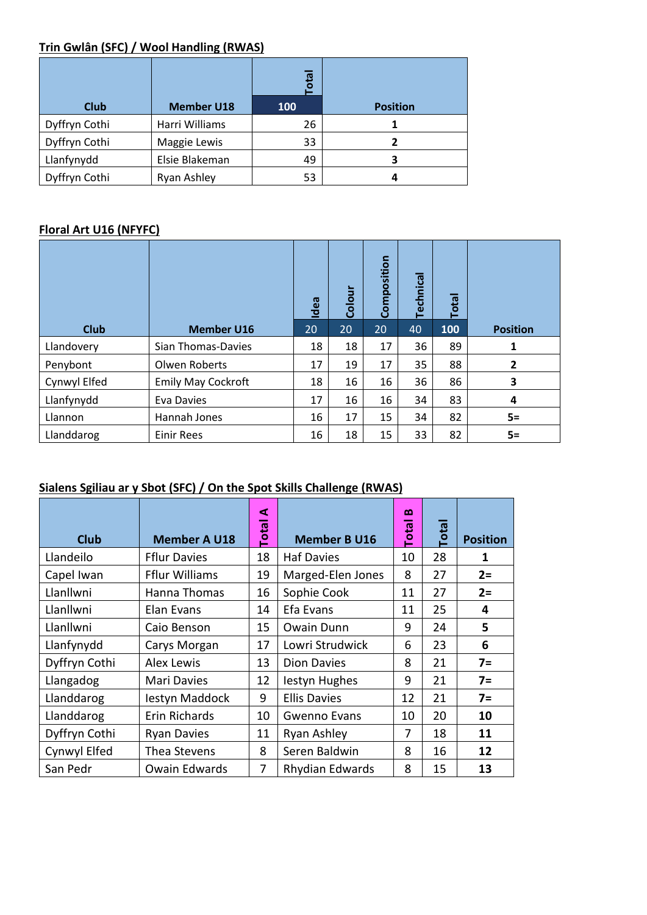**Trin Gwlân (SFC) / Wool Handling (RWAS)**

| Club | Member U18 | Total<br>100 | Position |
|---|---|---|---|
| Dyffryn Cothi | Harri Williams | 26 | **1** |
| Dyffryn Cothi | Maggie Lewis | 33 | **2** |
| Llanfynydd | Elsie Blakeman | 49 | **3** |
| Dyffryn Cothi | Ryan Ashley | 53 | **4** |

**Floral Art U16 (NFYFC)**

| Club | Member U16 | Idea<br>20 | Colour<br>20 | Composition<br>20 | Technical<br>40 | Total<br>100 | Position |
|---|---|---|---|---|---|---|---|
| Llandovery | Sian Thomas-Davies | 18 | 18 | 17 | 36 | 89 | **1** |
| Penybont | Olwen Roberts | 17 | 19 | 17 | 35 | 88 | **2** |
| Cynwyl Elfed | Emily May Cockroft | 18 | 16 | 16 | 36 | 86 | **3** |
| Llanfynydd | Eva Davies | 17 | 16 | 16 | 34 | 83 | **4** |
| Llannon | Hannah Jones | 16 | 17 | 15 | 34 | 82 | **5=** |
| Llanddarog | Einir Rees | 16 | 18 | 15 | 33 | 82 | **5=** |

**Sialens Sgiliau ar y Sbot (SFC) / On the Spot Skills Challenge (RWAS)**

| Club | Member A U18 | Total A | Member B U16 | Total B | Total | Position |
|---|---|---|---|---|---|---|
| Llandeilo | Fflur Davies | 18 | Haf Davies | 10 | 28 | **1** |
| Capel Iwan | Fflur Williams | 19 | Marged-Elen Jones | 8 | 27 | **2=** |
| Llanllwni | Hanna Thomas | 16 | Sophie Cook | 11 | 27 | **2=** |
| Llanllwni | Elan Evans | 14 | Efa Evans | 11 | 25 | **4** |
| Llanllwni | Caio Benson | 15 | Owain Dunn | 9 | 24 | **5** |
| Llanfynydd | Carys Morgan | 17 | Lowri Strudwick | 6 | 23 | **6** |
| Dyffryn Cothi | Alex Lewis | 13 | Dion Davies | 8 | 21 | **7=** |
| Llangadog | Mari Davies | 12 | Iestyn Hughes | 9 | 21 | **7=** |
| Llanddarog | Iestyn Maddock | 9 | Ellis Davies | 12 | 21 | **7=** |
| Llanddarog | Erin Richards | 10 | Gwenno Evans | 10 | 20 | **10** |
| Dyffryn Cothi | Ryan Davies | 11 | Ryan Ashley | 7 | 18 | **11** |
| Cynwyl Elfed | Thea Stevens | 8 | Seren Baldwin | 8 | 16 | **12** |
| San Pedr | Owain Edwards | 7 | Rhydian Edwards | 8 | 15 | **13** |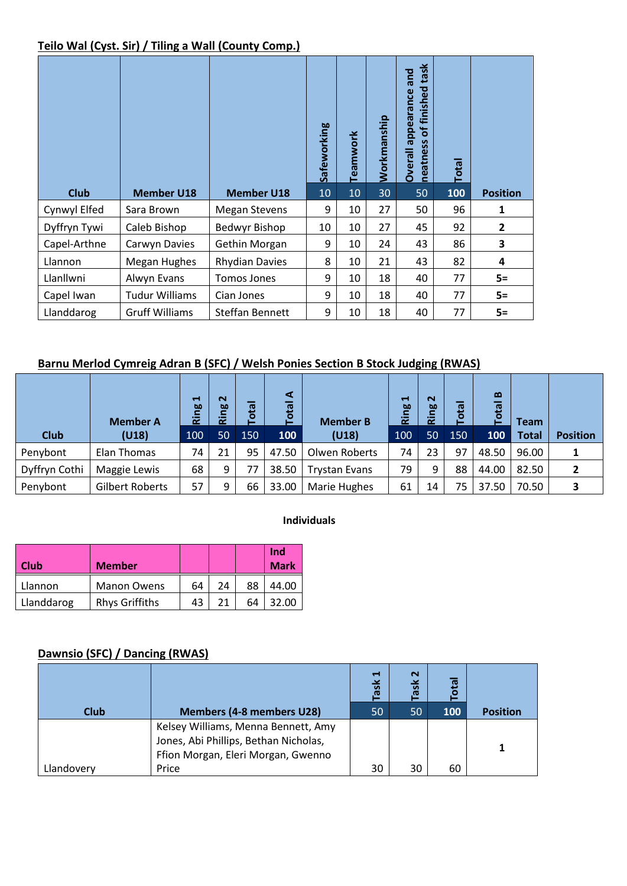**Teilo Wal (Cyst. Sir) / Tiling a Wall (County Comp.)**

| Club | Member U18 | Member U18 | Safeworking 10 | Teamwork 10 | Workmanship 30 | Overall appearance and neatness of finished task 50 | Total 100 | Position |
|---|---|---|---|---|---|---|---|---|
| Cynwyl Elfed | Sara Brown | Megan Stevens | 9 | 10 | 27 | 50 | 96 | **1** |
| Dyffryn Tywi | Caleb Bishop | Bedwyr Bishop | 10 | 10 | 27 | 45 | 92 | **2** |
| Capel-Arthne | Carwyn Davies | Gethin Morgan | 9 | 10 | 24 | 43 | 86 | **3** |
| Llannon | Megan Hughes | Rhydian Davies | 8 | 10 | 21 | 43 | 82 | **4** |
| Llanllwni | Alwyn Evans | Tomos Jones | 9 | 10 | 18 | 40 | 77 | **5=** |
| Capel Iwan | Tudur Williams | Cian Jones | 9 | 10 | 18 | 40 | 77 | **5=** |
| Llanddarog | Gruff Williams | Steffan Bennett | 9 | 10 | 18 | 40 | 77 | **5=** |

**Barnu Merlod Cymreig Adran B (SFC) / Welsh Ponies Section B Stock Judging (RWAS)**

| Club | Member A (U18) | Ring 1 100 | Ring 2 50 | Total 150 | Total A 100 | Member B (U18) | Ring 1 100 | Ring 2 50 | Total 150 | Total B 100 | Team Total | Position |
|---|---|---|---|---|---|---|---|---|---|---|---|---|
| Penybont | Elan Thomas | 74 | 21 | 95 | 47.50 | Olwen Roberts | 74 | 23 | 97 | 48.50 | 96.00 | **1** |
| Dyffryn Cothi | Maggie Lewis | 68 | 9 | 77 | 38.50 | Trystan Evans | 79 | 9 | 88 | 44.00 | 82.50 | **2** |
| Penybont | Gilbert Roberts | 57 | 9 | 66 | 33.00 | Marie Hughes | 61 | 14 | 75 | 37.50 | 70.50 | **3** |

**Individuals**

| Club | Member | | | | Ind Mark |
|---|---|---|---|---|---|
| Llannon | Manon Owens | 64 | 24 | 88 | 44.00 |
| Llanddarog | Rhys Griffiths | 43 | 21 | 64 | 32.00 |

**Dawnsio (SFC) / Dancing (RWAS)**

| Club | Members (4-8 members U28) | Task 1 50 | Task 2 50 | Total 100 | Position |
|---|---|---|---|---|---|
| Llandovery | Kelsey Williams, Menna Bennett, Amy Jones, Abi Phillips, Bethan Nicholas, Ffion Morgan, Eleri Morgan, Gwenno Price | 30 | 30 | 60 | **1** |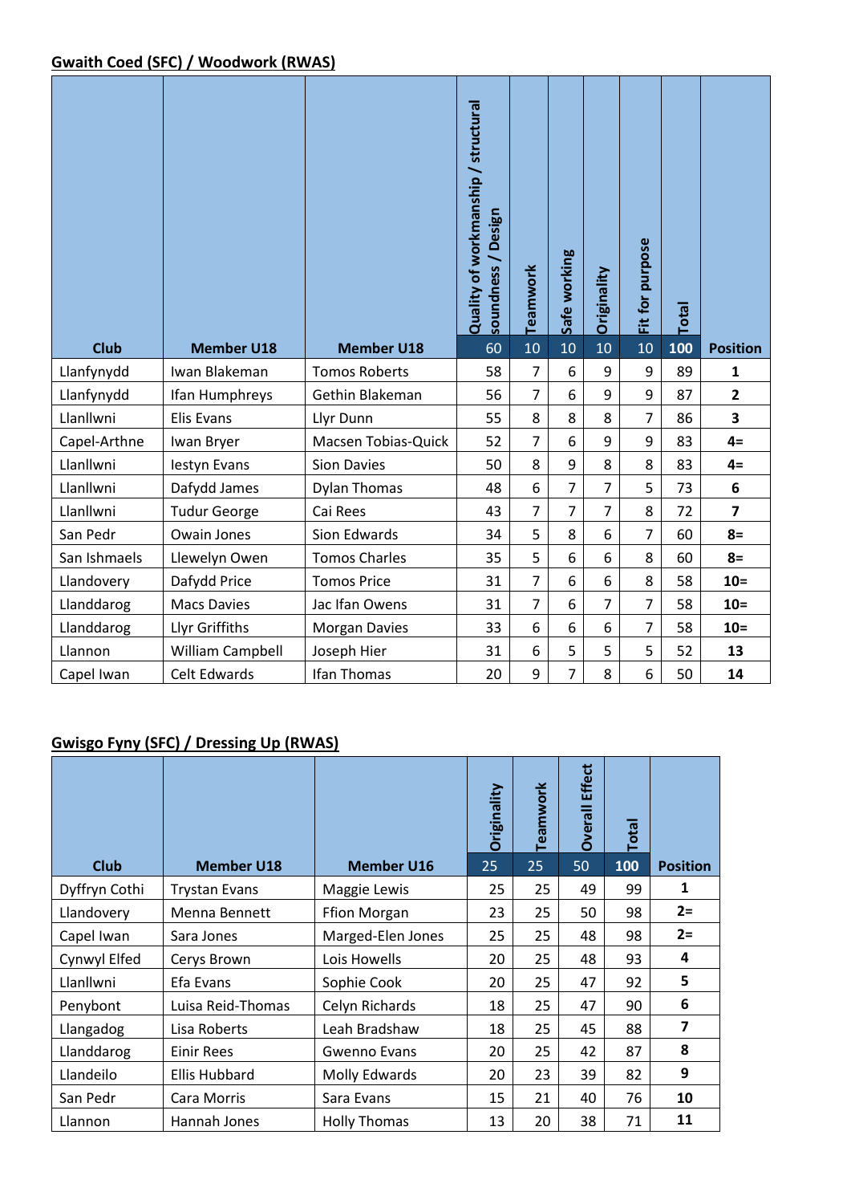## Gwaith Coed (SFC) / Woodwork (RWAS)

| Club | Member U18 | Member U18 | Quality of workmanship / structural soundness / Design | Teamwork | Safe working | Originality | Fit for purpose | Total | Position |
|---|---|---|---|---|---|---|---|---|---|
| | | | 60 | 10 | 10 | 10 | 10 | 100 | |
| Llanfynydd | Iwan Blakeman | Tomos Roberts | 58 | 7 | 6 | 9 | 9 | 89 | 1 |
| Llanfynydd | Ifan Humphreys | Gethin Blakeman | 56 | 7 | 6 | 9 | 9 | 87 | 2 |
| Llanllwni | Elis Evans | Llyr Dunn | 55 | 8 | 8 | 8 | 7 | 86 | 3 |
| Capel-Arthne | Iwan Bryer | Macsen Tobias-Quick | 52 | 7 | 6 | 9 | 9 | 83 | 4= |
| Llanllwni | Iestyn Evans | Sion Davies | 50 | 8 | 9 | 8 | 8 | 83 | 4= |
| Llanllwni | Dafydd James | Dylan Thomas | 48 | 6 | 7 | 7 | 5 | 73 | 6 |
| Llanllwni | Tudur George | Cai Rees | 43 | 7 | 7 | 7 | 8 | 72 | 7 |
| San Pedr | Owain Jones | Sion Edwards | 34 | 5 | 8 | 6 | 7 | 60 | 8= |
| San Ishmaels | Llewelyn Owen | Tomos Charles | 35 | 5 | 6 | 6 | 8 | 60 | 8= |
| Llandovery | Dafydd Price | Tomos Price | 31 | 7 | 6 | 6 | 8 | 58 | 10= |
| Llanddarog | Macs Davies | Jac Ifan Owens | 31 | 7 | 6 | 7 | 7 | 58 | 10= |
| Llanddarog | Llyr Griffiths | Morgan Davies | 33 | 6 | 6 | 6 | 7 | 58 | 10= |
| Llannon | William Campbell | Joseph Hier | 31 | 6 | 5 | 5 | 5 | 52 | 13 |
| Capel Iwan | Celt Edwards | Ifan Thomas | 20 | 9 | 7 | 8 | 6 | 50 | 14 |

## Gwisgo Fyny (SFC) / Dressing Up (RWAS)

| Club | Member U18 | Member U16 | Originality | Teamwork | Overall Effect | Total | Position |
|---|---|---|---|---|---|---|---|
| | | | 25 | 25 | 50 | 100 | |
| Dyffryn Cothi | Trystan Evans | Maggie Lewis | 25 | 25 | 49 | 99 | 1 |
| Llandovery | Menna Bennett | Ffion Morgan | 23 | 25 | 50 | 98 | 2= |
| Capel Iwan | Sara Jones | Marged-Elen Jones | 25 | 25 | 48 | 98 | 2= |
| Cynwyl Elfed | Cerys Brown | Lois Howells | 20 | 25 | 48 | 93 | 4 |
| Llanllwni | Efa Evans | Sophie Cook | 20 | 25 | 47 | 92 | 5 |
| Penybont | Luisa Reid-Thomas | Celyn Richards | 18 | 25 | 47 | 90 | 6 |
| Llangadog | Lisa Roberts | Leah Bradshaw | 18 | 25 | 45 | 88 | 7 |
| Llanddarog | Einir Rees | Gwenno Evans | 20 | 25 | 42 | 87 | 8 |
| Llandeilo | Ellis Hubbard | Molly Edwards | 20 | 23 | 39 | 82 | 9 |
| San Pedr | Cara Morris | Sara Evans | 15 | 21 | 40 | 76 | 10 |
| Llannon | Hannah Jones | Holly Thomas | 13 | 20 | 38 | 71 | 11 |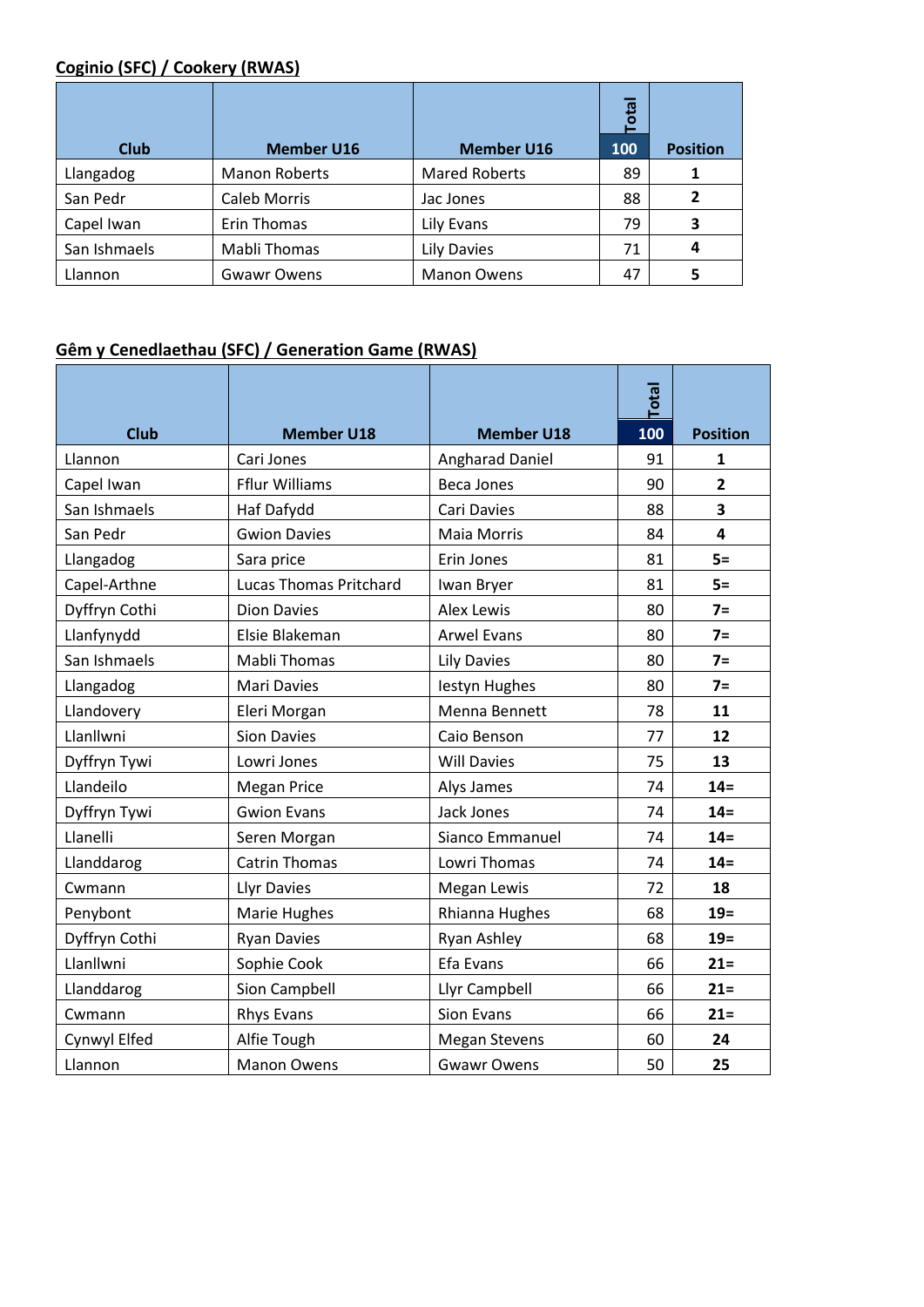**Coginio (SFC) / Cookery (RWAS)**

| Club | Member U16 | Member U16 | Total 100 | Position |
|---|---|---|---|---|
| Llangadog | Manon Roberts | Mared Roberts | 89 | **1** |
| San Pedr | Caleb Morris | Jac Jones | 88 | **2** |
| Capel Iwan | Erin Thomas | Lily Evans | 79 | **3** |
| San Ishmaels | Mabli Thomas | Lily Davies | 71 | **4** |
| Llannon | Gwawr Owens | Manon Owens | 47 | **5** |

**Gêm y Cenedlaethau (SFC) / Generation Game (RWAS)**

| Club | Member U18 | Member U18 | Total 100 | Position |
|---|---|---|---|---|
| Llannon | Cari Jones | Angharad Daniel | 91 | **1** |
| Capel Iwan | Fflur Williams | Beca Jones | 90 | **2** |
| San Ishmaels | Haf Dafydd | Cari Davies | 88 | **3** |
| San Pedr | Gwion Davies | Maia Morris | 84 | **4** |
| Llangadog | Sara price | Erin Jones | 81 | **5=** |
| Capel-Arthne | Lucas Thomas Pritchard | Iwan Bryer | 81 | **5=** |
| Dyffryn Cothi | Dion Davies | Alex Lewis | 80 | **7=** |
| Llanfynydd | Elsie Blakeman | Arwel Evans | 80 | **7=** |
| San Ishmaels | Mabli Thomas | Lily Davies | 80 | **7=** |
| Llangadog | Mari Davies | Iestyn Hughes | 80 | **7=** |
| Llandovery | Eleri Morgan | Menna Bennett | 78 | **11** |
| Llanllwni | Sion Davies | Caio Benson | 77 | **12** |
| Dyffryn Tywi | Lowri Jones | Will Davies | 75 | **13** |
| Llandeilo | Megan Price | Alys James | 74 | **14=** |
| Dyffryn Tywi | Gwion Evans | Jack Jones | 74 | **14=** |
| Llanelli | Seren Morgan | Sianco Emmanuel | 74 | **14=** |
| Llanddarog | Catrin Thomas | Lowri Thomas | 74 | **14=** |
| Cwmann | Llyr Davies | Megan Lewis | 72 | **18** |
| Penybont | Marie Hughes | Rhianna Hughes | 68 | **19=** |
| Dyffryn Cothi | Ryan Davies | Ryan Ashley | 68 | **19=** |
| Llanllwni | Sophie Cook | Efa Evans | 66 | **21=** |
| Llanddarog | Sion Campbell | Llyr Campbell | 66 | **21=** |
| Cwmann | Rhys Evans | Sion Evans | 66 | **21=** |
| Cynwyl Elfed | Alfie Tough | Megan Stevens | 60 | **24** |
| Llannon | Manon Owens | Gwawr Owens | 50 | **25** |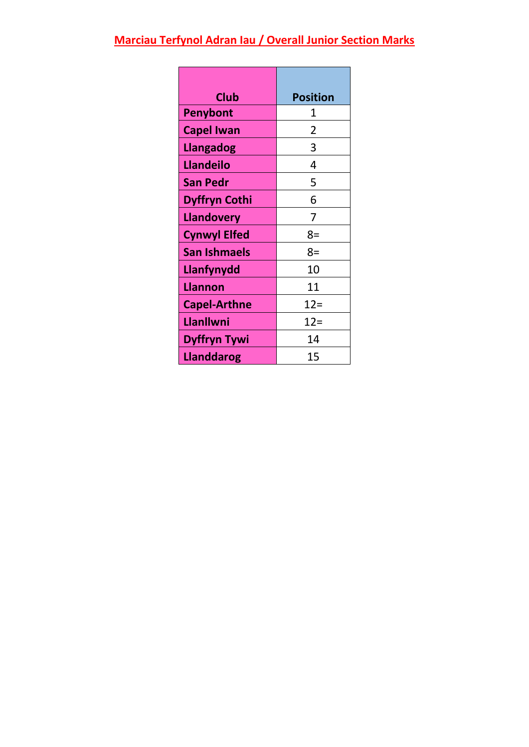## Marciau Terfynol Adran Iau / Overall Junior Section Marks

| Club | Position |
| --- | --- |
| Penybont | 1 |
| Capel Iwan | 2 |
| Llangadog | 3 |
| Llandeilo | 4 |
| San Pedr | 5 |
| Dyffryn Cothi | 6 |
| Llandovery | 7 |
| Cynwyl Elfed | 8= |
| San Ishmaels | 8= |
| Llanfynydd | 10 |
| Llannon | 11 |
| Capel-Arthne | 12= |
| Llanllwni | 12= |
| Dyffryn Tywi | 14 |
| Llanddarog | 15 |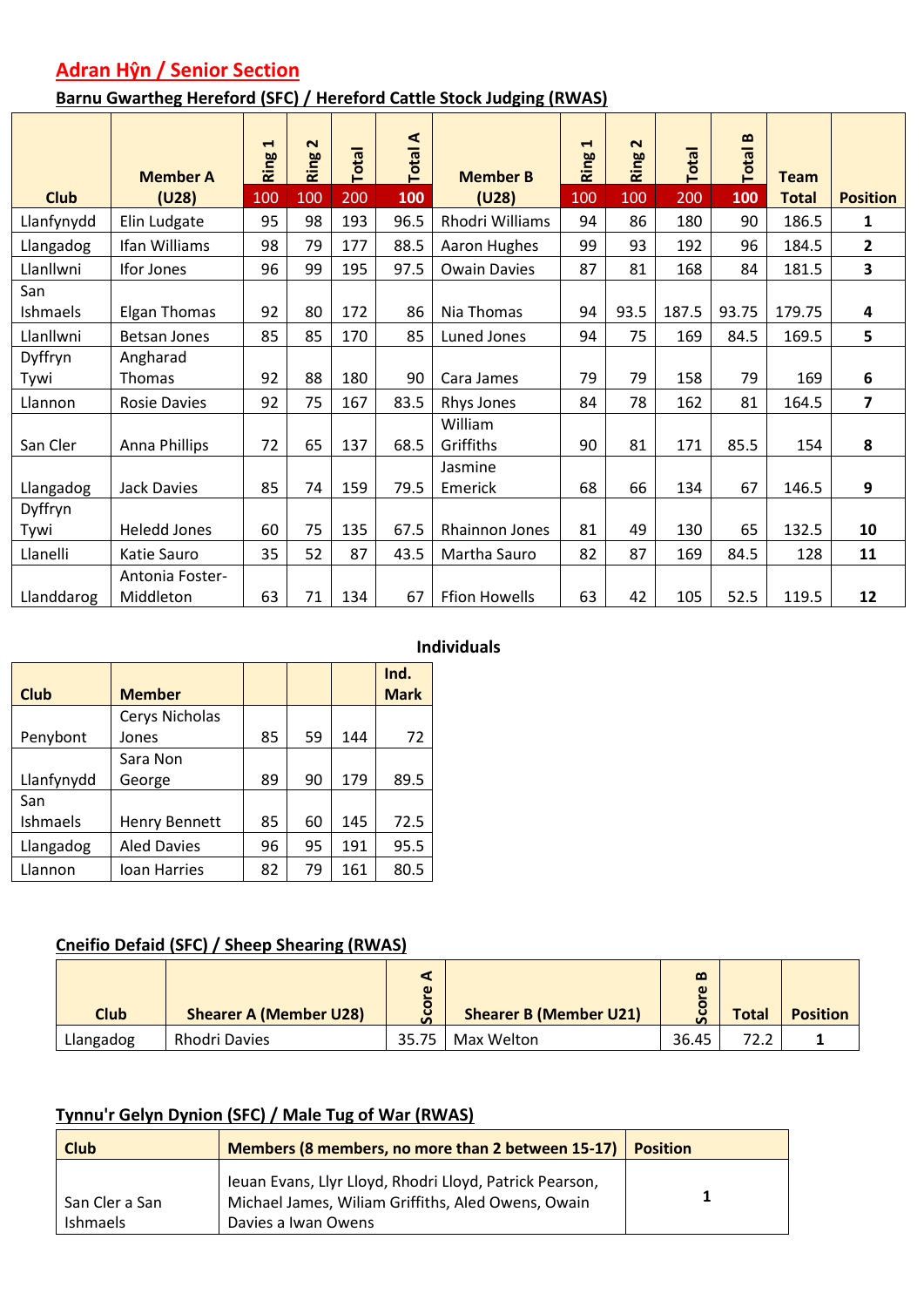## Adran Hŷn / Senior Section

### Barnu Gwartheg Hereford (SFC) / Hereford Cattle Stock Judging (RWAS)

| Club | Member A (U28) | Ring 1 | Ring 2 | Total | Total A | Member B (U28) | Ring 1 | Ring 2 | Total | Total B | Team Total | Position |
|---|---|---|---|---|---|---|---|---|---|---|---|---|
| | | 100 | 100 | 200 | 100 | | 100 | 100 | 200 | 100 | | |
| Llanfynydd | Elin Ludgate | 95 | 98 | 193 | 96.5 | Rhodri Williams | 94 | 86 | 180 | 90 | 186.5 | **1** |
| Llangadog | Ifan Williams | 98 | 79 | 177 | 88.5 | Aaron Hughes | 99 | 93 | 192 | 96 | 184.5 | **2** |
| Llanllwni | Ifor Jones | 96 | 99 | 195 | 97.5 | Owain Davies | 87 | 81 | 168 | 84 | 181.5 | **3** |
| San Ishmaels | Elgan Thomas | 92 | 80 | 172 | 86 | Nia Thomas | 94 | 93.5 | 187.5 | 93.75 | 179.75 | **4** |
| Llanllwni | Betsan Jones | 85 | 85 | 170 | 85 | Luned Jones | 94 | 75 | 169 | 84.5 | 169.5 | **5** |
| Dyffryn Tywi | Angharad Thomas | 92 | 88 | 180 | 90 | Cara James | 79 | 79 | 158 | 79 | 169 | **6** |
| Llannon | Rosie Davies | 92 | 75 | 167 | 83.5 | Rhys Jones | 84 | 78 | 162 | 81 | 164.5 | **7** |
| San Cler | Anna Phillips | 72 | 65 | 137 | 68.5 | William Griffiths | 90 | 81 | 171 | 85.5 | 154 | **8** |
| Llangadog | Jack Davies | 85 | 74 | 159 | 79.5 | Jasmine Emerick | 68 | 66 | 134 | 67 | 146.5 | **9** |
| Dyffryn Tywi | Heledd Jones | 60 | 75 | 135 | 67.5 | Rhainnon Jones | 81 | 49 | 130 | 65 | 132.5 | **10** |
| Llanelli | Katie Sauro | 35 | 52 | 87 | 43.5 | Martha Sauro | 82 | 87 | 169 | 84.5 | 128 | **11** |
| Llanddarog | Antonia Foster-Middleton | 63 | 71 | 134 | 67 | Ffion Howells | 63 | 42 | 105 | 52.5 | 119.5 | **12** |

**Individuals**

| Club | Member | | | | Ind. Mark |
|---|---|---|---|---|---|
| Penybont | Cerys Nicholas Jones | 85 | 59 | 144 | 72 |
| Llanfynydd | Sara Non George | 89 | 90 | 179 | 89.5 |
| San Ishmaels | Henry Bennett | 85 | 60 | 145 | 72.5 |
| Llangadog | Aled Davies | 96 | 95 | 191 | 95.5 |
| Llannon | Ioan Harries | 82 | 79 | 161 | 80.5 |

### Cneifio Defaid (SFC) / Sheep Shearing (RWAS)

| Club | Shearer A (Member U28) | Score A | Shearer B (Member U21) | Score B | Total | Position |
|---|---|---|---|---|---|---|
| Llangadog | Rhodri Davies | 35.75 | Max Welton | 36.45 | 72.2 | **1** |

### Tynnu'r Gelyn Dynion (SFC) / Male Tug of War (RWAS)

| Club | Members (8 members, no more than 2 between 15-17) | Position |
|---|---|---|
| San Cler a San Ishmaels | Ieuan Evans, Llyr Lloyd, Rhodri Lloyd, Patrick Pearson, Michael James, Wiliam Griffiths, Aled Owens, Owain Davies a Iwan Owens | **1** |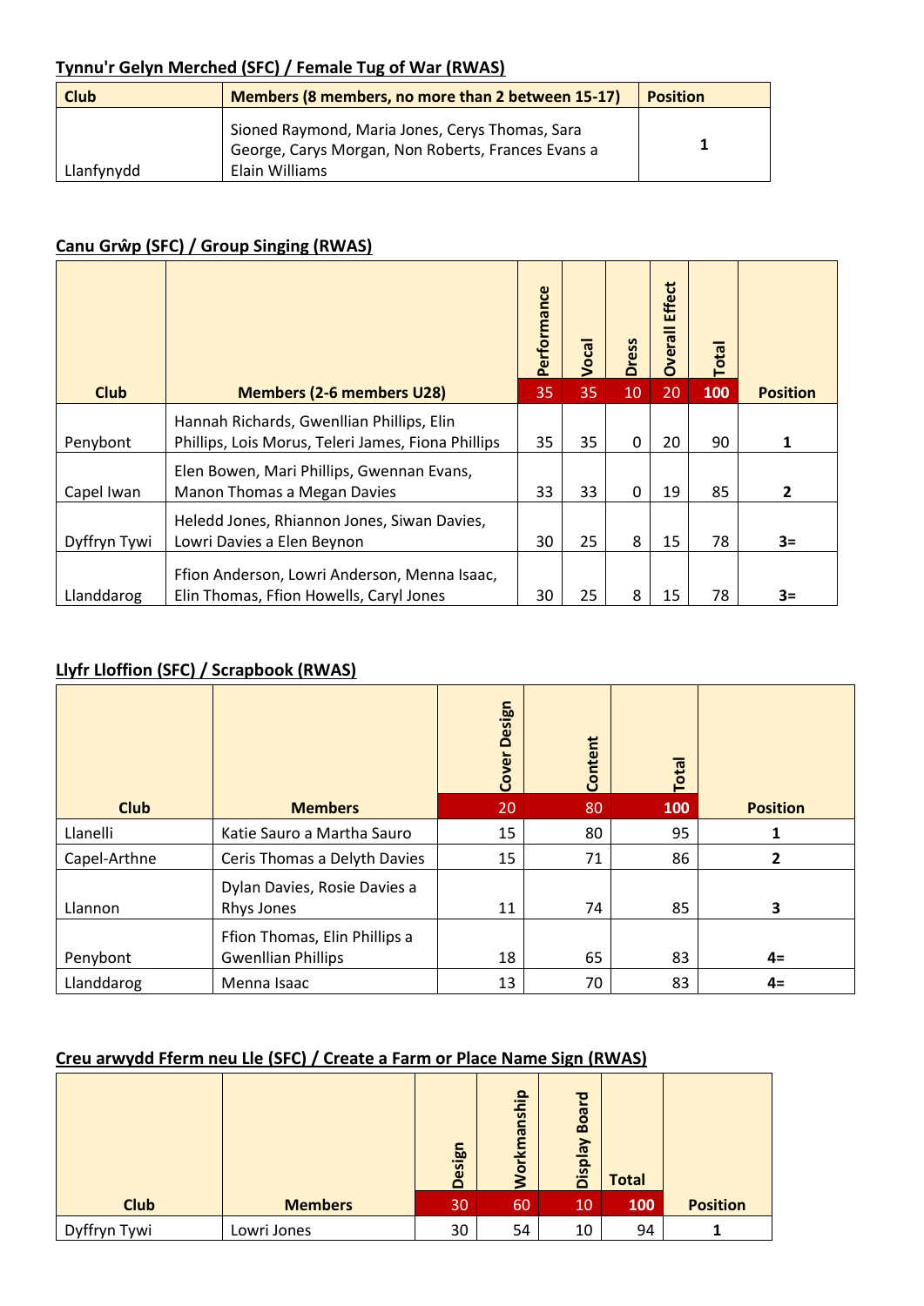**Tynnu'r Gelyn Merched (SFC) / Female Tug of War (RWAS)**

| Club | Members (8 members, no more than 2 between 15-17) | Position |
|---|---|---|
| Llanfynydd | Sioned Raymond, Maria Jones, Cerys Thomas, Sara George, Carys Morgan, Non Roberts, Frances Evans a Elain Williams | 1 |

**Canu Grŵp (SFC) / Group Singing (RWAS)**

| Club | Members (2-6 members U28) | Performance 35 | Vocal 35 | Dress 10 | Overall Effect 20 | Total 100 | Position |
|---|---|---|---|---|---|---|---|
| Penybont | Hannah Richards, Gwenllian Phillips, Elin Phillips, Lois Morus, Teleri James, Fiona Phillips | 35 | 35 | 0 | 20 | 90 | 1 |
| Capel Iwan | Elen Bowen, Mari Phillips, Gwennan Evans, Manon Thomas a Megan Davies | 33 | 33 | 0 | 19 | 85 | 2 |
| Dyffryn Tywi | Heledd Jones, Rhiannon Jones, Siwan Davies, Lowri Davies a Elen Beynon | 30 | 25 | 8 | 15 | 78 | 3= |
| Llanddarog | Ffion Anderson, Lowri Anderson, Menna Isaac, Elin Thomas, Ffion Howells, Caryl Jones | 30 | 25 | 8 | 15 | 78 | 3= |

**Llyfr Lloffion (SFC) / Scrapbook (RWAS)**

| Club | Members | Cover Design 20 | Content 80 | Total 100 | Position |
|---|---|---|---|---|---|
| Llanelli | Katie Sauro a Martha Sauro | 15 | 80 | 95 | 1 |
| Capel-Arthne | Ceris Thomas a Delyth Davies | 15 | 71 | 86 | 2 |
| Llannon | Dylan Davies, Rosie Davies a Rhys Jones | 11 | 74 | 85 | 3 |
| Penybont | Ffion Thomas, Elin Phillips a Gwenllian Phillips | 18 | 65 | 83 | 4= |
| Llanddarog | Menna Isaac | 13 | 70 | 83 | 4= |

**Creu arwydd Fferm neu Lle (SFC) / Create a Farm or Place Name Sign (RWAS)**

| Club | Members | Design 30 | Workmanship 60 | Display Board 10 | Total 100 | Position |
|---|---|---|---|---|---|---|
| Dyffryn Tywi | Lowri Jones | 30 | 54 | 10 | 94 | 1 |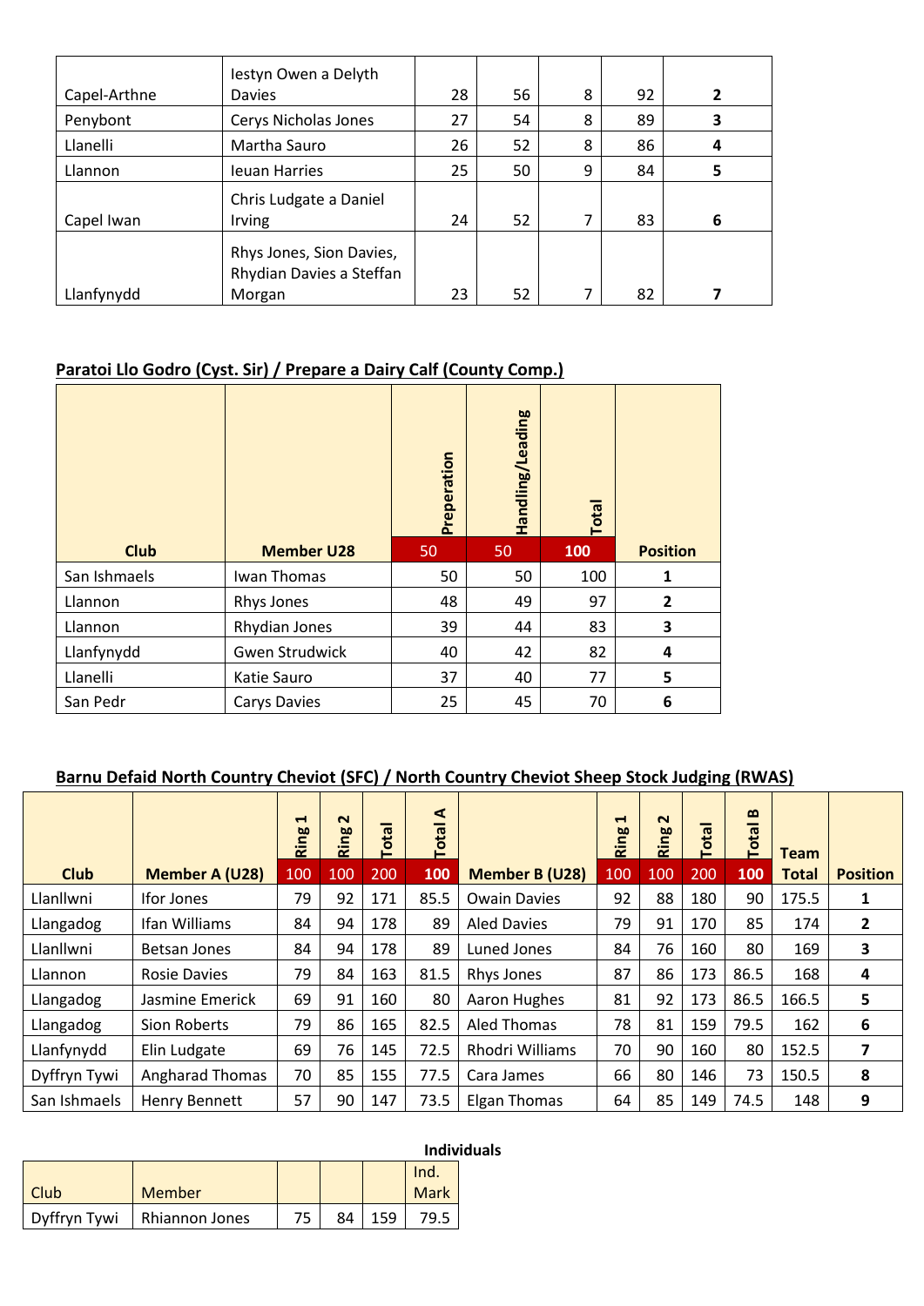| | | | | | | |
|---|---|---|---|---|---|---|
| Capel-Arthne | Iestyn Owen a Delyth Davies | 28 | 56 | 8 | 92 | **2** |
| Penybont | Cerys Nicholas Jones | 27 | 54 | 8 | 89 | **3** |
| Llanelli | Martha Sauro | 26 | 52 | 8 | 86 | **4** |
| Llannon | Ieuan Harries | 25 | 50 | 9 | 84 | **5** |
| Capel Iwan | Chris Ludgate a Daniel Irving | 24 | 52 | 7 | 83 | **6** |
| Llanfynydd | Rhys Jones, Sion Davies, Rhydian Davies a Steffan Morgan | 23 | 52 | 7 | 82 | **7** |

## Paratoi Llo Godro (Cyst. Sir) / Prepare a Dairy Calf (County Comp.)

| Club | Member U28 | Preperation | Handling/Leading | Total | Position |
|---|---|---|---|---|---|
| | | 50 | 50 | 100 | |
| San Ishmaels | Iwan Thomas | 50 | 50 | 100 | **1** |
| Llannon | Rhys Jones | 48 | 49 | 97 | **2** |
| Llannon | Rhydian Jones | 39 | 44 | 83 | **3** |
| Llanfynydd | Gwen Strudwick | 40 | 42 | 82 | **4** |
| Llanelli | Katie Sauro | 37 | 40 | 77 | **5** |
| San Pedr | Carys Davies | 25 | 45 | 70 | **6** |

## Barnu Defaid North Country Cheviot (SFC) / North Country Cheviot Sheep Stock Judging (RWAS)

| Club | Member A (U28) | Ring 1 | Ring 2 | Total | Total A | Member B (U28) | Ring 1 | Ring 2 | Total | Total B | Team Total | Position |
|---|---|---|---|---|---|---|---|---|---|---|---|---|
| | | 100 | 100 | 200 | 100 | | 100 | 100 | 200 | 100 | | |
| Llanllwni | Ifor Jones | 79 | 92 | 171 | 85.5 | Owain Davies | 92 | 88 | 180 | 90 | 175.5 | **1** |
| Llangadog | Ifan Williams | 84 | 94 | 178 | 89 | Aled Davies | 79 | 91 | 170 | 85 | 174 | **2** |
| Llanllwni | Betsan Jones | 84 | 94 | 178 | 89 | Luned Jones | 84 | 76 | 160 | 80 | 169 | **3** |
| Llannon | Rosie Davies | 79 | 84 | 163 | 81.5 | Rhys Jones | 87 | 86 | 173 | 86.5 | 168 | **4** |
| Llangadog | Jasmine Emerick | 69 | 91 | 160 | 80 | Aaron Hughes | 81 | 92 | 173 | 86.5 | 166.5 | **5** |
| Llangadog | Sion Roberts | 79 | 86 | 165 | 82.5 | Aled Thomas | 78 | 81 | 159 | 79.5 | 162 | **6** |
| Llanfynydd | Elin Ludgate | 69 | 76 | 145 | 72.5 | Rhodri Williams | 70 | 90 | 160 | 80 | 152.5 | **7** |
| Dyffryn Tywi | Angharad Thomas | 70 | 85 | 155 | 77.5 | Cara James | 66 | 80 | 146 | 73 | 150.5 | **8** |
| San Ishmaels | Henry Bennett | 57 | 90 | 147 | 73.5 | Elgan Thomas | 64 | 85 | 149 | 74.5 | 148 | **9** |

**Individuals**

| Club | Member | | | | Ind. Mark |
|---|---|---|---|---|---|
| Dyffryn Tywi | Rhiannon Jones | 75 | 84 | 159 | 79.5 |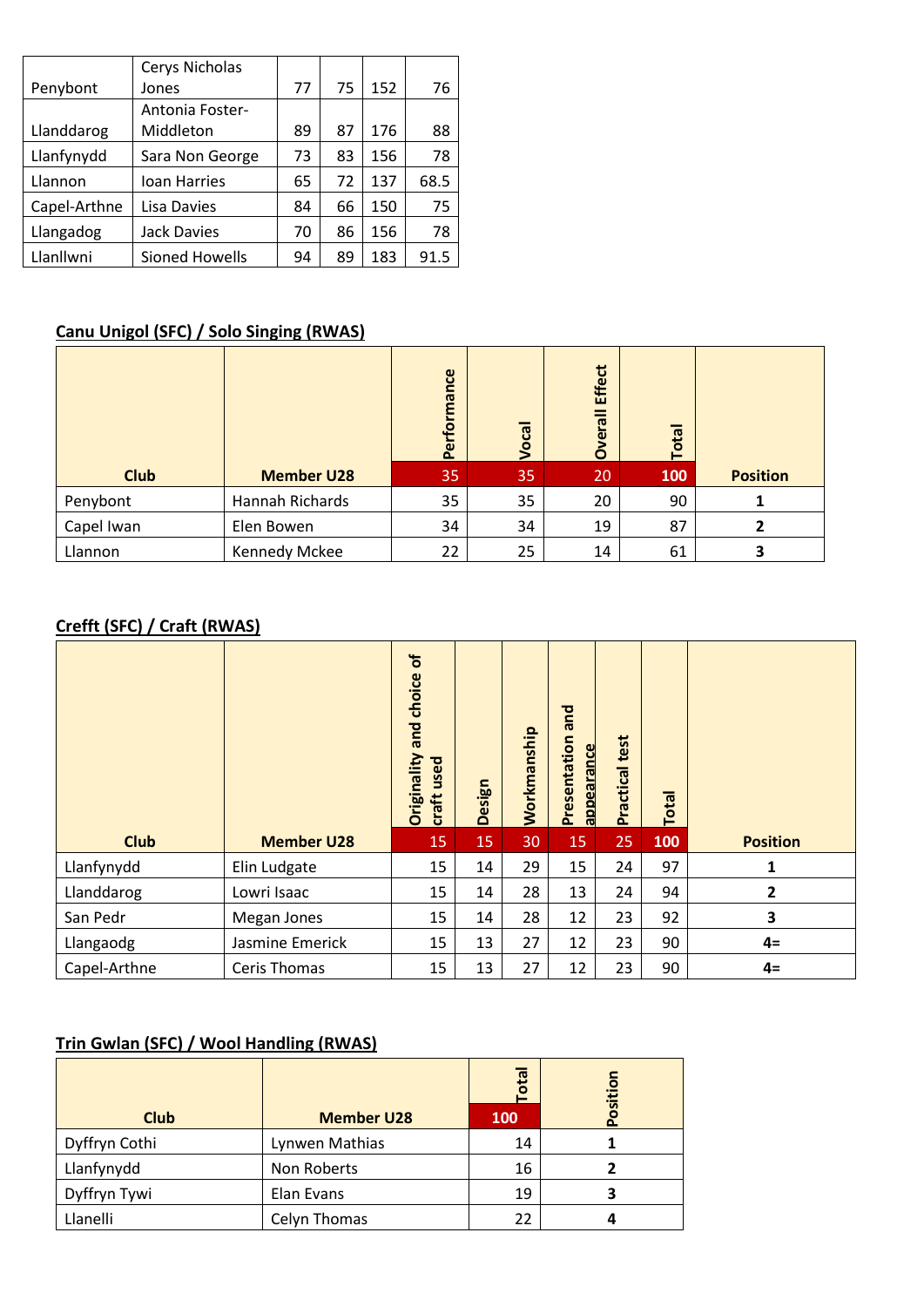| | | | | | |
|---|---|---|---|---|---|
| Penybont | Cerys Nicholas Jones | 77 | 75 | 152 | 76 |
| Llanddarog | Antonia Foster-Middleton | 89 | 87 | 176 | 88 |
| Llanfynydd | Sara Non George | 73 | 83 | 156 | 78 |
| Llannon | Ioan Harries | 65 | 72 | 137 | 68.5 |
| Capel-Arthne | Lisa Davies | 84 | 66 | 150 | 75 |
| Llangadog | Jack Davies | 70 | 86 | 156 | 78 |
| Llanllwni | Sioned Howells | 94 | 89 | 183 | 91.5 |

## Canu Unigol (SFC) / Solo Singing (RWAS)

| Club | Member U28 | Performance 35 | Vocal 35 | Overall Effect 20 | Total 100 | Position |
|---|---|---|---|---|---|---|
| Penybont | Hannah Richards | 35 | 35 | 20 | 90 | 1 |
| Capel Iwan | Elen Bowen | 34 | 34 | 19 | 87 | 2 |
| Llannon | Kennedy Mckee | 22 | 25 | 14 | 61 | 3 |

## Crefft (SFC) / Craft (RWAS)

| Club | Member U28 | Originality and choice of craft used 15 | Design 15 | Workmanship 30 | Presentation and appearance 15 | Practical test 25 | Total 100 | Position |
|---|---|---|---|---|---|---|---|---|
| Llanfynydd | Elin Ludgate | 15 | 14 | 29 | 15 | 24 | 97 | 1 |
| Llanddarog | Lowri Isaac | 15 | 14 | 28 | 13 | 24 | 94 | 2 |
| San Pedr | Megan Jones | 15 | 14 | 28 | 12 | 23 | 92 | 3 |
| Llangaodg | Jasmine Emerick | 15 | 13 | 27 | 12 | 23 | 90 | 4= |
| Capel-Arthne | Ceris Thomas | 15 | 13 | 27 | 12 | 23 | 90 | 4= |

## Trin Gwlan (SFC) / Wool Handling (RWAS)

| Club | Member U28 | Total 100 | Position |
|---|---|---|---|
| Dyffryn Cothi | Lynwen Mathias | 14 | 1 |
| Llanfynydd | Non Roberts | 16 | 2 |
| Dyffryn Tywi | Elan Evans | 19 | 3 |
| Llanelli | Celyn Thomas | 22 | 4 |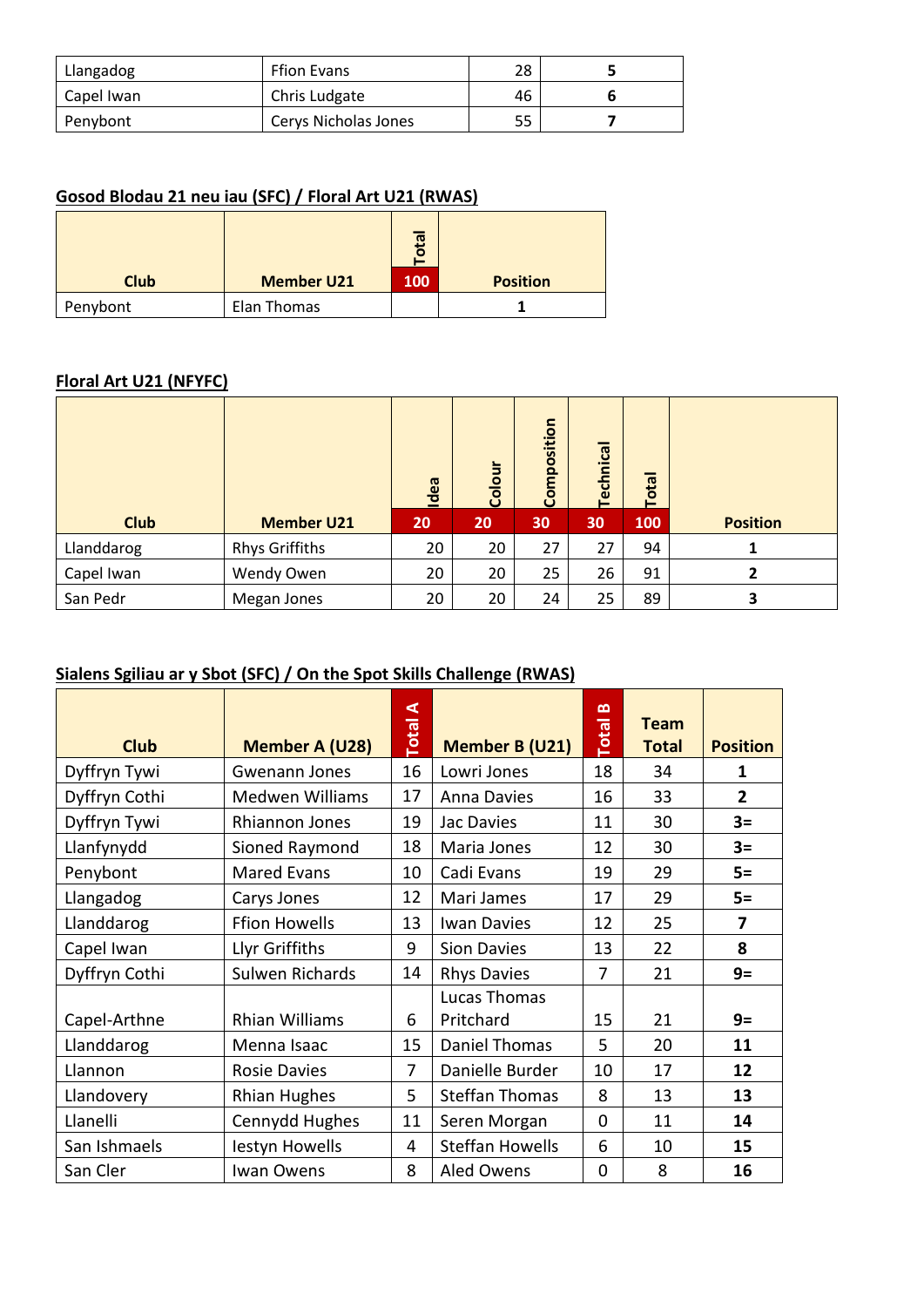| Llangadog | Ffion Evans | 28 | **5** |
|---|---|---|---|
| Capel Iwan | Chris Ludgate | 46 | **6** |
| Penybont | Cerys Nicholas Jones | 55 | **7** |

**Gosod Blodau 21 neu iau (SFC) / Floral Art U21 (RWAS)**

| Club | Member U21 | Total 100 | Position |
|---|---|---|---|
| Penybont | Elan Thomas | | **1** |

**Floral Art U21 (NFYFC)**

| Club | Member U21 | Idea 20 | Colour 20 | Composition 30 | Technical 30 | Total 100 | Position |
|---|---|---|---|---|---|---|---|
| Llanddarog | Rhys Griffiths | 20 | 20 | 27 | 27 | 94 | **1** |
| Capel Iwan | Wendy Owen | 20 | 20 | 25 | 26 | 91 | **2** |
| San Pedr | Megan Jones | 20 | 20 | 24 | 25 | 89 | **3** |

**Sialens Sgiliau ar y Sbot (SFC) / On the Spot Skills Challenge (RWAS)**

| Club | Member A (U28) | Total A | Member B (U21) | Total B | Team Total | Position |
|---|---|---|---|---|---|---|
| Dyffryn Tywi | Gwenann Jones | 16 | Lowri Jones | 18 | 34 | **1** |
| Dyffryn Cothi | Medwen Williams | 17 | Anna Davies | 16 | 33 | **2** |
| Dyffryn Tywi | Rhiannon Jones | 19 | Jac Davies | 11 | 30 | **3=** |
| Llanfynydd | Sioned Raymond | 18 | Maria Jones | 12 | 30 | **3=** |
| Penybont | Mared Evans | 10 | Cadi Evans | 19 | 29 | **5=** |
| Llangadog | Carys Jones | 12 | Mari James | 17 | 29 | **5=** |
| Llanddarog | Ffion Howells | 13 | Iwan Davies | 12 | 25 | **7** |
| Capel Iwan | Llyr Griffiths | 9 | Sion Davies | 13 | 22 | **8** |
| Dyffryn Cothi | Sulwen Richards | 14 | Rhys Davies | 7 | 21 | **9=** |
| Capel-Arthne | Rhian Williams | 6 | Lucas Thomas Pritchard | 15 | 21 | **9=** |
| Llanddarog | Menna Isaac | 15 | Daniel Thomas | 5 | 20 | **11** |
| Llannon | Rosie Davies | 7 | Danielle Burder | 10 | 17 | **12** |
| Llandovery | Rhian Hughes | 5 | Steffan Thomas | 8 | 13 | **13** |
| Llanelli | Cennydd Hughes | 11 | Seren Morgan | 0 | 11 | **14** |
| San Ishmaels | Iestyn Howells | 4 | Steffan Howells | 6 | 10 | **15** |
| San Cler | Iwan Owens | 8 | Aled Owens | 0 | 8 | **16** |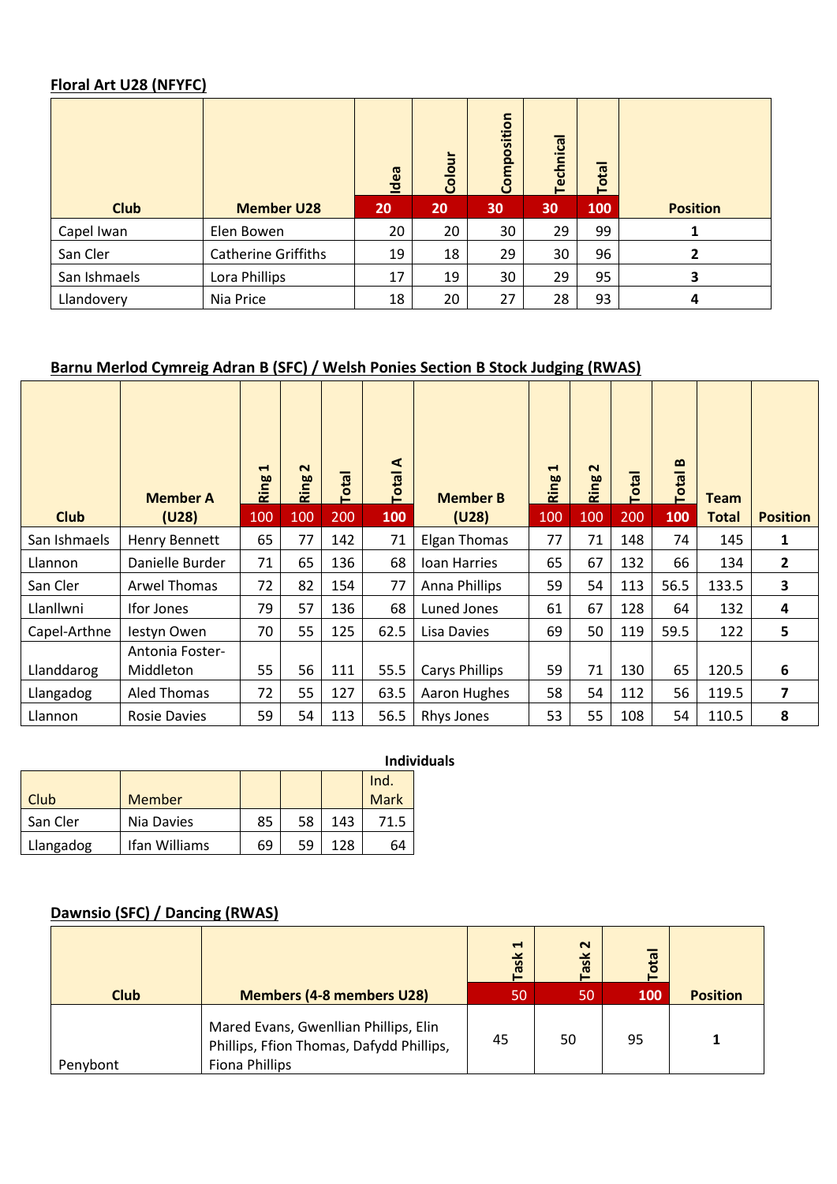**Floral Art U28 (NFYFC)**

| Club | Member U28 | Idea | Colour | Composition | Technical | Total | Position |
|---|---|---|---|---|---|---|---|
| | | 20 | 20 | 30 | 30 | 100 | |
| Capel Iwan | Elen Bowen | 20 | 20 | 30 | 29 | 99 | 1 |
| San Cler | Catherine Griffiths | 19 | 18 | 29 | 30 | 96 | 2 |
| San Ishmaels | Lora Phillips | 17 | 19 | 30 | 29 | 95 | 3 |
| Llandovery | Nia Price | 18 | 20 | 27 | 28 | 93 | 4 |

**Barnu Merlod Cymreig Adran B (SFC) / Welsh Ponies Section B Stock Judging (RWAS)**

| Club | Member A (U28) | Ring 1 | Ring 2 | Total | Total A | Member B (U28) | Ring 1 | Ring 2 | Total | Total B | Team Total | Position |
|---|---|---|---|---|---|---|---|---|---|---|---|---|
| | | 100 | 100 | 200 | 100 | | 100 | 100 | 200 | 100 | | |
| San Ishmaels | Henry Bennett | 65 | 77 | 142 | 71 | Elgan Thomas | 77 | 71 | 148 | 74 | 145 | 1 |
| Llannon | Danielle Burder | 71 | 65 | 136 | 68 | Ioan Harries | 65 | 67 | 132 | 66 | 134 | 2 |
| San Cler | Arwel Thomas | 72 | 82 | 154 | 77 | Anna Phillips | 59 | 54 | 113 | 56.5 | 133.5 | 3 |
| Llanllwni | Ifor Jones | 79 | 57 | 136 | 68 | Luned Jones | 61 | 67 | 128 | 64 | 132 | 4 |
| Capel-Arthne | Iestyn Owen | 70 | 55 | 125 | 62.5 | Lisa Davies | 69 | 50 | 119 | 59.5 | 122 | 5 |
| Llanddarog | Antonia Foster-Middleton | 55 | 56 | 111 | 55.5 | Carys Phillips | 59 | 71 | 130 | 65 | 120.5 | 6 |
| Llangadog | Aled Thomas | 72 | 55 | 127 | 63.5 | Aaron Hughes | 58 | 54 | 112 | 56 | 119.5 | 7 |
| Llannon | Rosie Davies | 59 | 54 | 113 | 56.5 | Rhys Jones | 53 | 55 | 108 | 54 | 110.5 | 8 |

**Individuals**

| Club | Member | | | | Ind. Mark |
|---|---|---|---|---|---|
| San Cler | Nia Davies | 85 | 58 | 143 | 71.5 |
| Llangadog | Ifan Williams | 69 | 59 | 128 | 64 |

**Dawnsio (SFC) / Dancing (RWAS)**

| Club | Members (4-8 members U28) | Task 1 | Task 2 | Total | Position |
|---|---|---|---|---|---|
| | | 50 | 50 | 100 | |
| Penybont | Mared Evans, Gwenllian Phillips, Elin Phillips, Ffion Thomas, Dafydd Phillips, Fiona Phillips | 45 | 50 | 95 | 1 |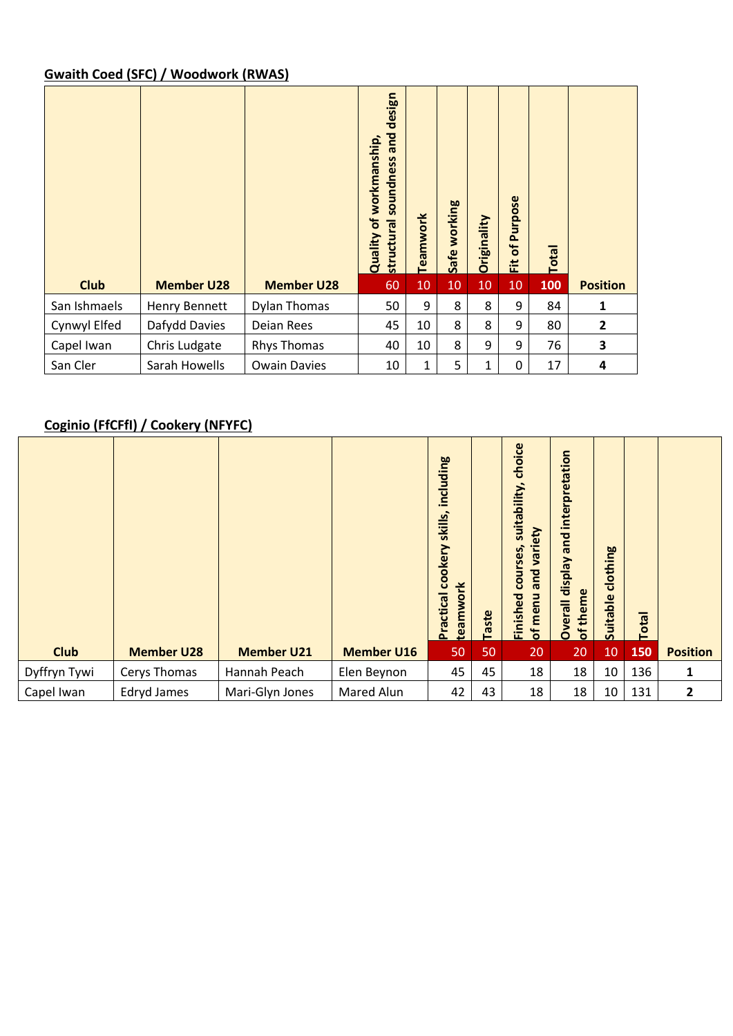## Gwaith Coed (SFC) / Woodwork (RWAS)

| Club | Member U28 | Member U28 | Quality of workmanship, structural soundness and design | Teamwork | Safe working | Originality | Fit of Purpose | Total | Position |
|---|---|---|---|---|---|---|---|---|---|
| | | | 60 | 10 | 10 | 10 | 10 | 100 | |
| San Ishmaels | Henry Bennett | Dylan Thomas | 50 | 9 | 8 | 8 | 9 | 84 | 1 |
| Cynwyl Elfed | Dafydd Davies | Deian Rees | 45 | 10 | 8 | 8 | 9 | 80 | 2 |
| Capel Iwan | Chris Ludgate | Rhys Thomas | 40 | 10 | 8 | 9 | 9 | 76 | 3 |
| San Cler | Sarah Howells | Owain Davies | 10 | 1 | 5 | 1 | 0 | 17 | 4 |

## Coginio (FfCFfI) / Cookery (NFYFC)

| Club | Member U28 | Member U21 | Member U16 | Practical cookery skills, including teamwork | Taste | Finished courses, suitability, choice of menu and variety | Overall display and interpretation of theme | Suitable clothing | Total | Position |
|---|---|---|---|---|---|---|---|---|---|---|
| | | | | 50 | 50 | 20 | 20 | 10 | 150 | |
| Dyffryn Tywi | Cerys Thomas | Hannah Peach | Elen Beynon | 45 | 45 | 18 | 18 | 10 | 136 | 1 |
| Capel Iwan | Edryd James | Mari-Glyn Jones | Mared Alun | 42 | 43 | 18 | 18 | 10 | 131 | 2 |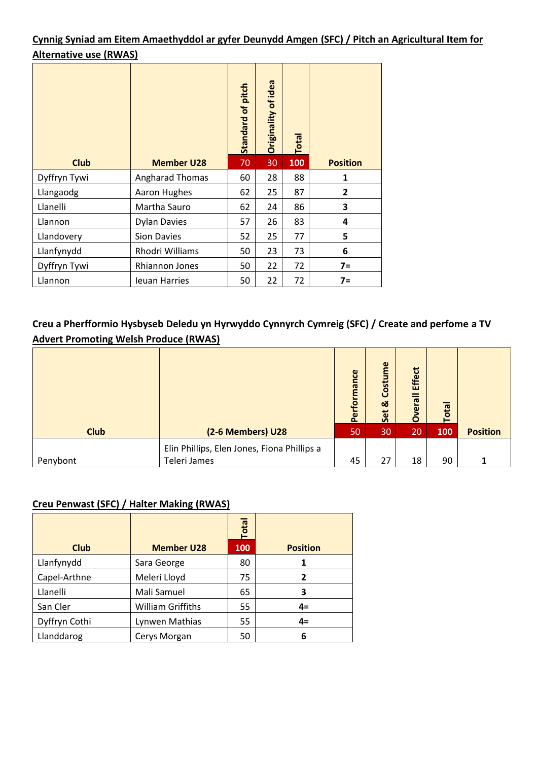**Cynnig Syniad am Eitem Amaethyddol ar gyfer Deunydd Amgen (SFC) / Pitch an Agricultural Item for Alternative use (RWAS)**

| Club | Member U28 | Standard of pitch 70 | Originality of idea 30 | Total 100 | Position |
|---|---|---|---|---|---|
| Dyffryn Tywi | Angharad Thomas | 60 | 28 | 88 | **1** |
| Llangaodg | Aaron Hughes | 62 | 25 | 87 | **2** |
| Llanelli | Martha Sauro | 62 | 24 | 86 | **3** |
| Llannon | Dylan Davies | 57 | 26 | 83 | **4** |
| Llandovery | Sion Davies | 52 | 25 | 77 | **5** |
| Llanfynydd | Rhodri Williams | 50 | 23 | 73 | **6** |
| Dyffryn Tywi | Rhiannon Jones | 50 | 22 | 72 | **7=** |
| Llannon | Ieuan Harries | 50 | 22 | 72 | **7=** |

**Creu a Pherfformio Hysbyseb Deledu yn Hyrwyddo Cynnyrch Cymreig (SFC) / Create and perfome a TV Advert Promoting Welsh Produce (RWAS)**

| Club | (2-6 Members) U28 | Performance 50 | Set & Costume 30 | Overall Effect 20 | Total 100 | Position |
|---|---|---|---|---|---|---|
| Penybont | Elin Phillips, Elen Jones, Fiona Phillips a Teleri James | 45 | 27 | 18 | 90 | **1** |

**Creu Penwast (SFC) / Halter Making (RWAS)**

| Club | Member U28 | Total 100 | Position |
|---|---|---|---|
| Llanfynydd | Sara George | 80 | **1** |
| Capel-Arthne | Meleri Lloyd | 75 | **2** |
| Llanelli | Mali Samuel | 65 | **3** |
| San Cler | William Griffiths | 55 | **4=** |
| Dyffryn Cothi | Lynwen Mathias | 55 | **4=** |
| Llanddarog | Cerys Morgan | 50 | **6** |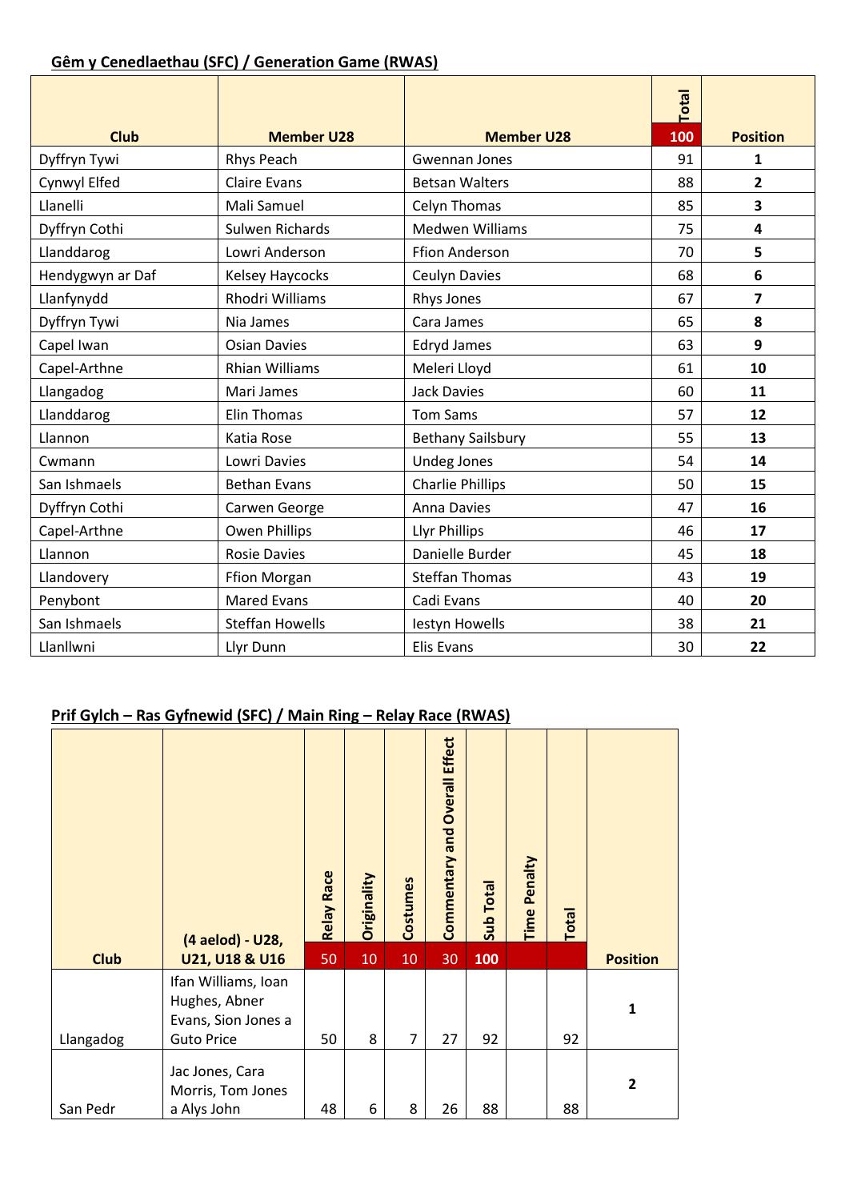**Gêm y Cenedlaethau (SFC) / Generation Game (RWAS)**

| Club | Member U28 | Member U28 | Total 100 | Position |
|---|---|---|---|---|
| Dyffryn Tywi | Rhys Peach | Gwennan Jones | 91 | **1** |
| Cynwyl Elfed | Claire Evans | Betsan Walters | 88 | **2** |
| Llanelli | Mali Samuel | Celyn Thomas | 85 | **3** |
| Dyffryn Cothi | Sulwen Richards | Medwen Williams | 75 | **4** |
| Llanddarog | Lowri Anderson | Ffion Anderson | 70 | **5** |
| Hendygwyn ar Daf | Kelsey Haycocks | Ceulyn Davies | 68 | **6** |
| Llanfynydd | Rhodri Williams | Rhys Jones | 67 | **7** |
| Dyffryn Tywi | Nia James | Cara James | 65 | **8** |
| Capel Iwan | Osian Davies | Edryd James | 63 | **9** |
| Capel-Arthne | Rhian Williams | Meleri Lloyd | 61 | **10** |
| Llangadog | Mari James | Jack Davies | 60 | **11** |
| Llanddarog | Elin Thomas | Tom Sams | 57 | **12** |
| Llannon | Katia Rose | Bethany Sailsbury | 55 | **13** |
| Cwmann | Lowri Davies | Undeg Jones | 54 | **14** |
| San Ishmaels | Bethan Evans | Charlie Phillips | 50 | **15** |
| Dyffryn Cothi | Carwen George | Anna Davies | 47 | **16** |
| Capel-Arthne | Owen Phillips | Llyr Phillips | 46 | **17** |
| Llannon | Rosie Davies | Danielle Burder | 45 | **18** |
| Llandovery | Ffion Morgan | Steffan Thomas | 43 | **19** |
| Penybont | Mared Evans | Cadi Evans | 40 | **20** |
| San Ishmaels | Steffan Howells | Iestyn Howells | 38 | **21** |
| Llanllwni | Llyr Dunn | Elis Evans | 30 | **22** |

**Prif Gylch – Ras Gyfnewid (SFC) / Main Ring – Relay Race (RWAS)**

| Club | (4 aelod) - U28, U21, U18 & U16 | Relay Race 50 | Originality 10 | Costumes 10 | Commentary and Overall Effect 30 | Sub Total 100 | Time Penalty | Total | Position |
|---|---|---|---|---|---|---|---|---|---|
| Llangadog | Ifan Williams, Ioan Hughes, Abner Evans, Sion Jones a Guto Price | 50 | 8 | 7 | 27 | 92 | | 92 | **1** |
| San Pedr | Jac Jones, Cara Morris, Tom Jones a Alys John | 48 | 6 | 8 | 26 | 88 | | 88 | **2** |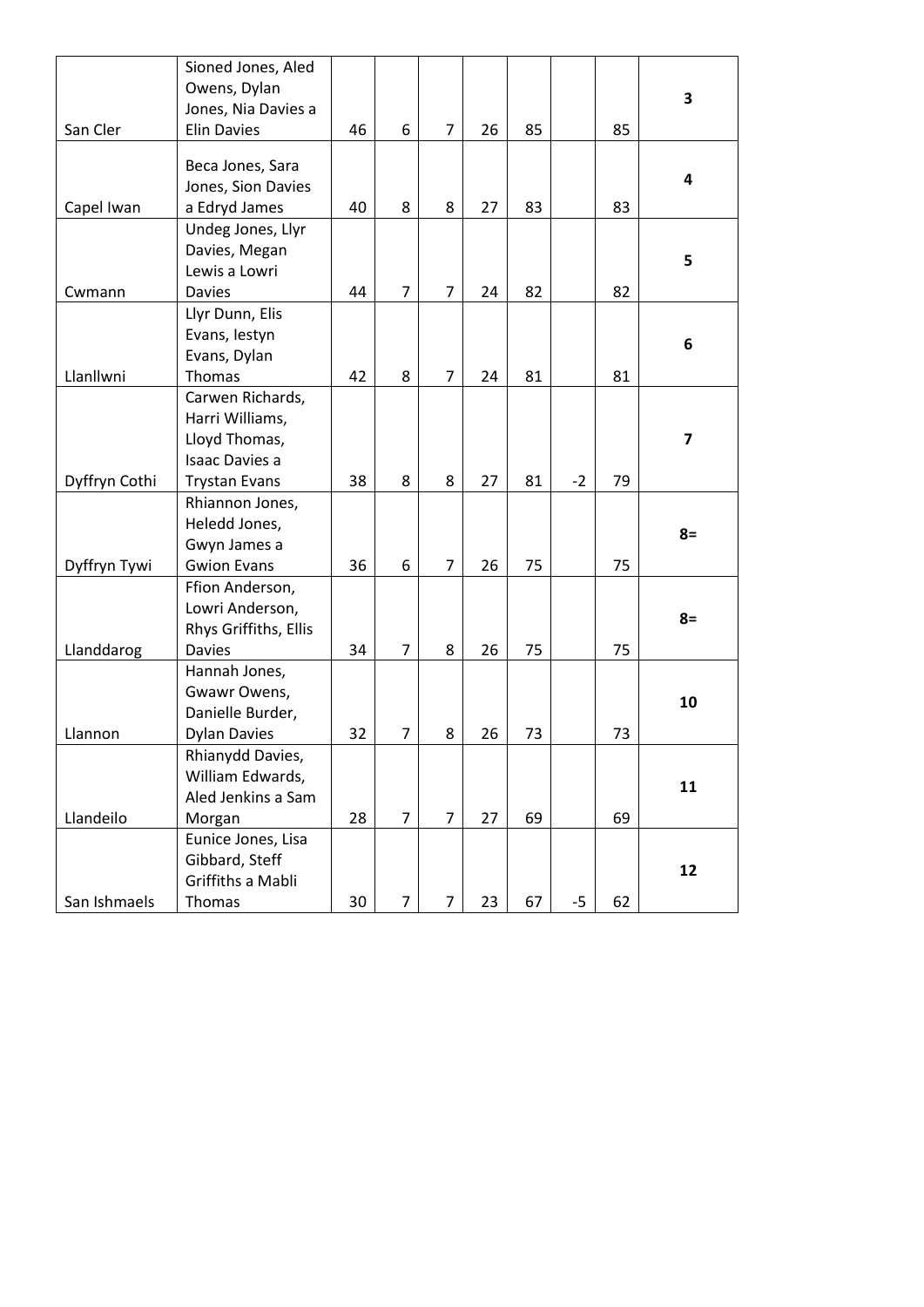| | | | | | | | | | |
|---|---|---|---|---|---|---|---|---|---|
| San Cler | Sioned Jones, Aled Owens, Dylan Jones, Nia Davies a Elin Davies | 46 | 6 | 7 | 26 | 85 | | 85 | **3** |
| Capel Iwan | Beca Jones, Sara Jones, Sion Davies a Edryd James | 40 | 8 | 8 | 27 | 83 | | 83 | **4** |
| Cwmann | Undeg Jones, Llyr Davies, Megan Lewis a Lowri Davies | 44 | 7 | 7 | 24 | 82 | | 82 | **5** |
| Llanllwni | Llyr Dunn, Elis Evans, Iestyn Evans, Dylan Thomas | 42 | 8 | 7 | 24 | 81 | | 81 | **6** |
| Dyffryn Cothi | Carwen Richards, Harri Williams, Lloyd Thomas, Isaac Davies a Trystan Evans | 38 | 8 | 8 | 27 | 81 | -2 | 79 | **7** |
| Dyffryn Tywi | Rhiannon Jones, Heledd Jones, Gwyn James a Gwion Evans | 36 | 6 | 7 | 26 | 75 | | 75 | **8=** |
| Llanddarog | Ffion Anderson, Lowri Anderson, Rhys Griffiths, Ellis Davies | 34 | 7 | 8 | 26 | 75 | | 75 | **8=** |
| Llannon | Hannah Jones, Gwawr Owens, Danielle Burder, Dylan Davies | 32 | 7 | 8 | 26 | 73 | | 73 | **10** |
| Llandeilo | Rhianydd Davies, William Edwards, Aled Jenkins a Sam Morgan | 28 | 7 | 7 | 27 | 69 | | 69 | **11** |
| San Ishmaels | Eunice Jones, Lisa Gibbard, Steff Griffiths a Mabli Thomas | 30 | 7 | 7 | 23 | 67 | -5 | 62 | **12** |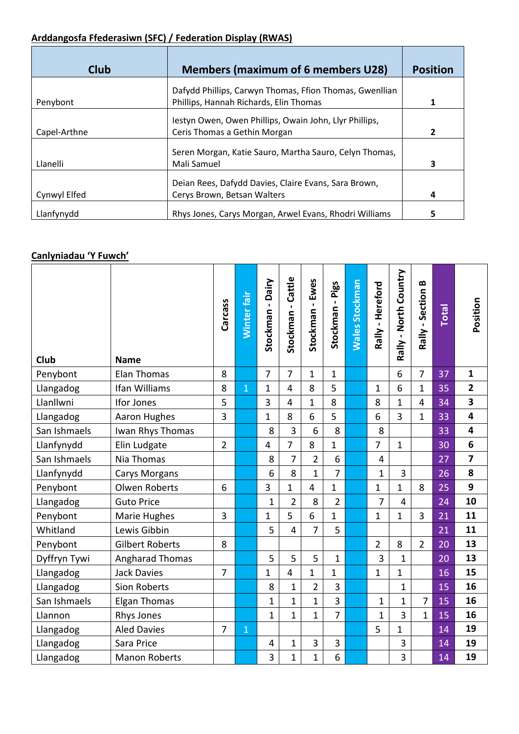**Arddangosfa Ffederasiwn (SFC) / Federation Display (RWAS)**

| Club | Members (maximum of 6 members U28) | Position |
|---|---|---|
| Penybont | Dafydd Phillips, Carwyn Thomas, Ffion Thomas, Gwenllian Phillips, Hannah Richards, Elin Thomas | 1 |
| Capel-Arthne | Iestyn Owen, Owen Phillips, Owain John, Llyr Phillips, Ceris Thomas a Gethin Morgan | 2 |
| Llanelli | Seren Morgan, Katie Sauro, Martha Sauro, Celyn Thomas, Mali Samuel | 3 |
| Cynwyl Elfed | Deian Rees, Dafydd Davies, Claire Evans, Sara Brown, Cerys Brown, Betsan Walters | 4 |
| Llanfynydd | Rhys Jones, Carys Morgan, Arwel Evans, Rhodri Williams | 5 |

**Canlyniadau 'Y Fuwch'**

| Club | Name | Carcass | Winter fair | Stockman - Dairy | Stockman - Cattle | Stockman - Ewes | Stockman - Pigs | Wales Stockman | Rally - Hereford | Rally - North Country | Rally - Section B | Total | Position |
|---|---|---|---|---|---|---|---|---|---|---|---|---|---|
| Penybont | Elan Thomas | 8 | | 7 | 7 | 1 | 1 | | | 6 | 7 | 37 | 1 |
| Llangadog | Ifan Williams | 8 | 1 | 1 | 4 | 8 | 5 | | 1 | 6 | 1 | 35 | 2 |
| Llanllwni | Ifor Jones | 5 | | 3 | 4 | 1 | 8 | | 8 | 1 | 4 | 34 | 3 |
| Llangadog | Aaron Hughes | 3 | | 1 | 8 | 6 | 5 | | 6 | 3 | 1 | 33 | 4 |
| San Ishmaels | Iwan Rhys Thomas | | | 8 | 3 | 6 | 8 | | 8 | | | 33 | 4 |
| Llanfynydd | Elin Ludgate | 2 | | 4 | 7 | 8 | 1 | | 7 | 1 | | 30 | 6 |
| San Ishmaels | Nia Thomas | | | 8 | 7 | 2 | 6 | | 4 | | | 27 | 7 |
| Llanfynydd | Carys Morgans | | | 6 | 8 | 1 | 7 | | 1 | 3 | | 26 | 8 |
| Penybont | Olwen Roberts | 6 | | 3 | 1 | 4 | 1 | | 1 | 1 | 8 | 25 | 9 |
| Llangadog | Guto Price | | | 1 | 2 | 8 | 2 | | 7 | 4 | | 24 | 10 |
| Penybont | Marie Hughes | 3 | | 1 | 5 | 6 | 1 | | 1 | 1 | 3 | 21 | 11 |
| Whitland | Lewis Gibbin | | | 5 | 4 | 7 | 5 | | | | | 21 | 11 |
| Penybont | Gilbert Roberts | 8 | | | | | | | 2 | 8 | 2 | 20 | 13 |
| Dyffryn Tywi | Angharad Thomas | | | 5 | 5 | 5 | 1 | | 3 | 1 | | 20 | 13 |
| Llangadog | Jack Davies | 7 | | 1 | 4 | 1 | 1 | | 1 | 1 | | 16 | 15 |
| Llangadog | Sion Roberts | | | 8 | 1 | 2 | 3 | | | 1 | | 15 | 16 |
| San Ishmaels | Elgan Thomas | | | 1 | 1 | 1 | 3 | | 1 | 1 | 7 | 15 | 16 |
| Llannon | Rhys Jones | | | 1 | 1 | 1 | 7 | | 1 | 3 | 1 | 15 | 16 |
| Llangadog | Aled Davies | 7 | 1 | | | | | | 5 | 1 | | 14 | 19 |
| Llangadog | Sara Price | | | 4 | 1 | 3 | 3 | | | 3 | | 14 | 19 |
| Llangadog | Manon Roberts | | | 3 | 1 | 1 | 6 | | | 3 | | 14 | 19 |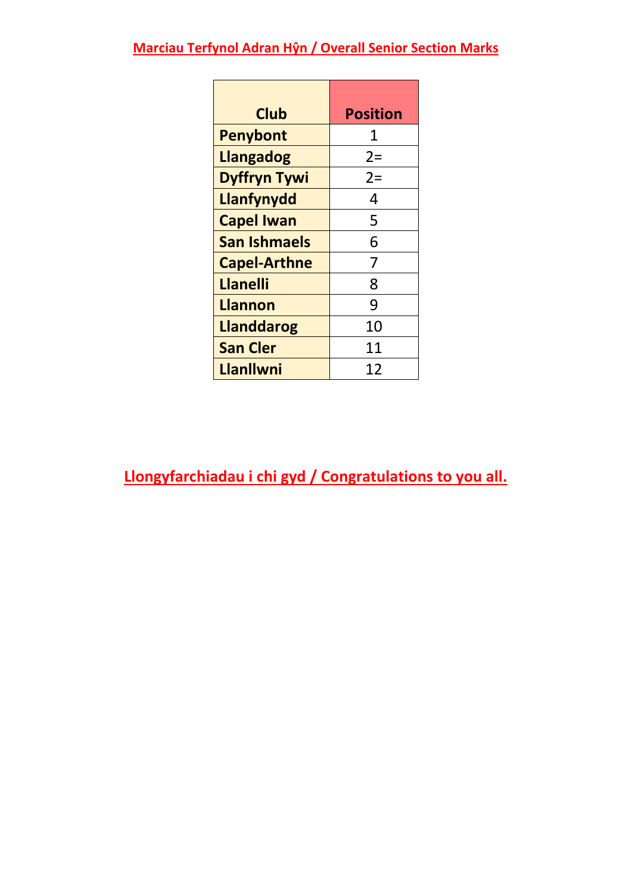**Marciau Terfynol Adran Hŷn / Overall Senior Section Marks**

| Club | Position |
|---|---|
| **Penybont** | 1 |
| **Llangadog** | 2= |
| **Dyffryn Tywi** | 2= |
| **Llanfynydd** | 4 |
| **Capel Iwan** | 5 |
| **San Ishmaels** | 6 |
| **Capel-Arthne** | 7 |
| **Llanelli** | 8 |
| **Llannon** | 9 |
| **Llanddarog** | 10 |
| **San Cler** | 11 |
| **Llanllwni** | 12 |

**Llongyfarchiadau i chi gyd / Congratulations to you all.**